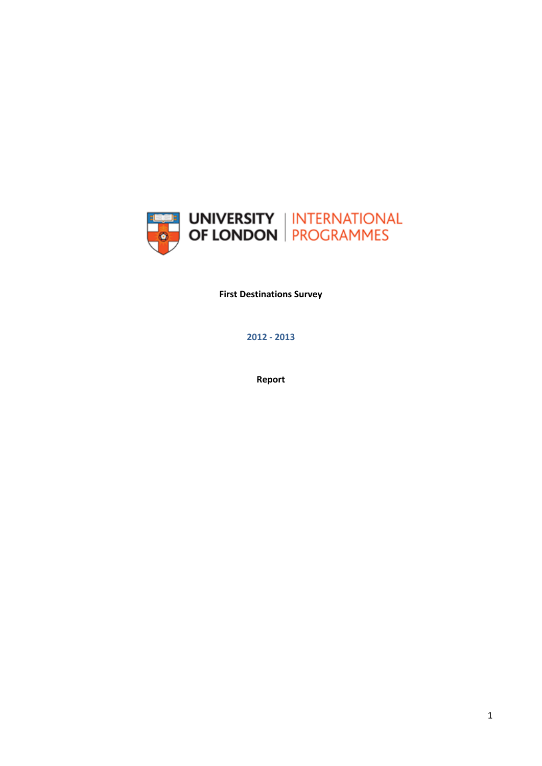UNIVERSITY OF LONDON | INTERNATIONAL PROGRAMMES

**First Destinations Survey**

**2012 - 2013**

**Report**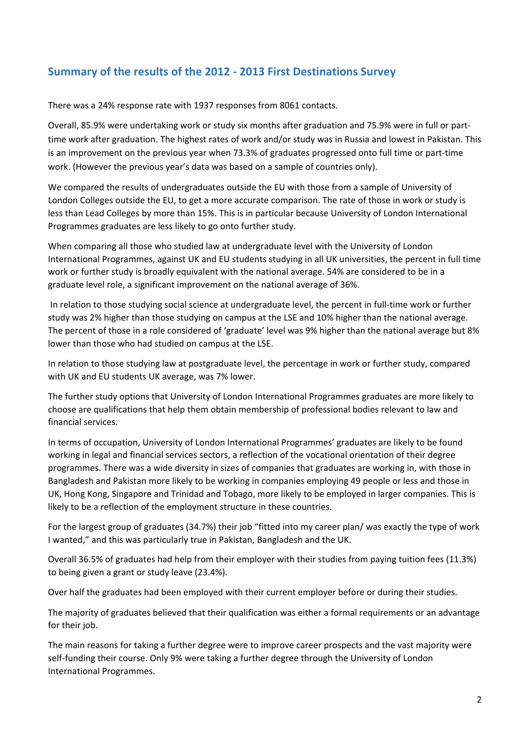## Summary of the results of the 2012 - 2013 First Destinations Survey

There was a 24% response rate with 1937 responses from 8061 contacts.

Overall, 85.9% were undertaking work or study six months after graduation and 75.9% were in full or part-time work after graduation. The highest rates of work and/or study was in Russia and lowest in Pakistan. This is an improvement on the previous year when 73.3% of graduates progressed onto full time or part-time work. (However the previous year's data was based on a sample of countries only).

We compared the results of undergraduates outside the EU with those from a sample of University of London Colleges outside the EU, to get a more accurate comparison. The rate of those in work or study is less than Lead Colleges by more than 15%. This is in particular because University of London International Programmes graduates are less likely to go onto further study.

When comparing all those who studied law at undergraduate level with the University of London International Programmes, against UK and EU students studying in all UK universities, the percent in full time work or further study is broadly equivalent with the national average. 54% are considered to be in a graduate level role, a significant improvement on the national average of 36%.

In relation to those studying social science at undergraduate level, the percent in full-time work or further study was 2% higher than those studying on campus at the LSE and 10% higher than the national average. The percent of those in a role considered of 'graduate' level was 9% higher than the national average but 8% lower than those who had studied on campus at the LSE.

In relation to those studying law at postgraduate level, the percentage in work or further study, compared with UK and EU students UK average, was 7% lower.

The further study options that University of London International Programmes graduates are more likely to choose are qualifications that help them obtain membership of professional bodies relevant to law and financial services.

In terms of occupation, University of London International Programmes' graduates are likely to be found working in legal and financial services sectors, a reflection of the vocational orientation of their degree programmes. There was a wide diversity in sizes of companies that graduates are working in, with those in Bangladesh and Pakistan more likely to be working in companies employing 49 people or less and those in UK, Hong Kong, Singapore and Trinidad and Tobago, more likely to be employed in larger companies. This is likely to be a reflection of the employment structure in these countries.

For the largest group of graduates (34.7%) their job "fitted into my career plan/ was exactly the type of work I wanted," and this was particularly true in Pakistan, Bangladesh and the UK.

Overall 36.5% of graduates had help from their employer with their studies from paying tuition fees (11.3%) to being given a grant or study leave (23.4%).

Over half the graduates had been employed with their current employer before or during their studies.

The majority of graduates believed that their qualification was either a formal requirements or an advantage for their job.

The main reasons for taking a further degree were to improve career prospects and the vast majority were self-funding their course. Only 9% were taking a further degree through the University of London International Programmes.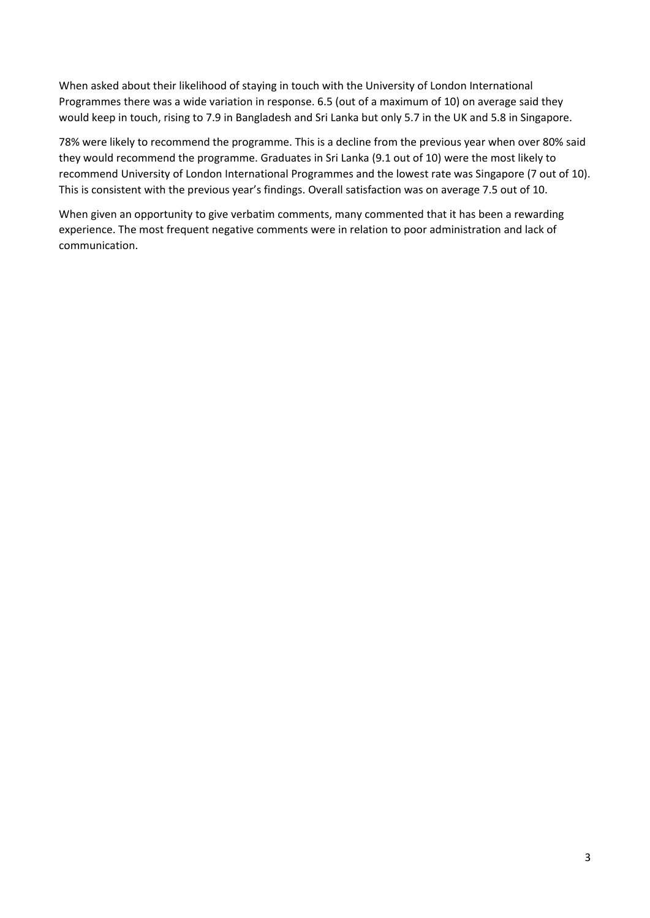When asked about their likelihood of staying in touch with the University of London International Programmes there was a wide variation in response. 6.5 (out of a maximum of 10) on average said they would keep in touch, rising to 7.9 in Bangladesh and Sri Lanka but only 5.7 in the UK and 5.8 in Singapore.

78% were likely to recommend the programme. This is a decline from the previous year when over 80% said they would recommend the programme. Graduates in Sri Lanka (9.1 out of 10) were the most likely to recommend University of London International Programmes and the lowest rate was Singapore (7 out of 10). This is consistent with the previous year's findings. Overall satisfaction was on average 7.5 out of 10.

When given an opportunity to give verbatim comments, many commented that it has been a rewarding experience. The most frequent negative comments were in relation to poor administration and lack of communication.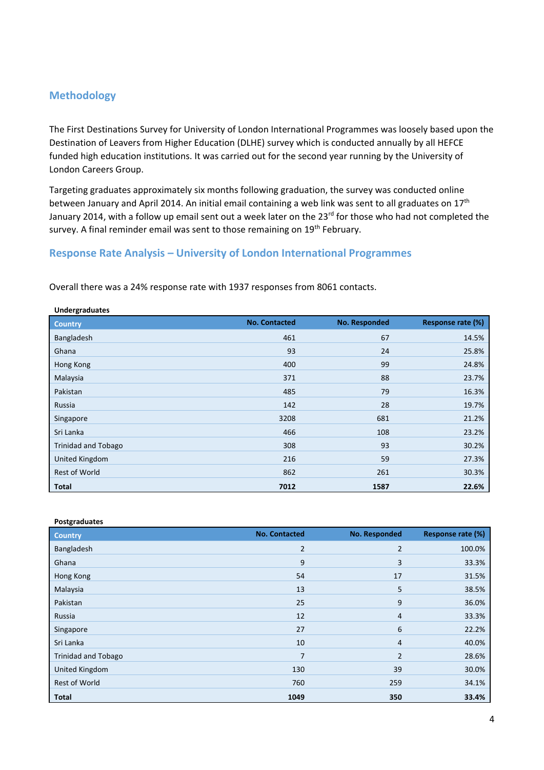## Methodology

The First Destinations Survey for University of London International Programmes was loosely based upon the Destination of Leavers from Higher Education (DLHE) survey which is conducted annually by all HEFCE funded high education institutions. It was carried out for the second year running by the University of London Careers Group.

Targeting graduates approximately six months following graduation, the survey was conducted online between January and April 2014. An initial email containing a web link was sent to all graduates on 17th January 2014, with a follow up email sent out a week later on the 23rd for those who had not completed the survey. A final reminder email was sent to those remaining on 19th February.

## Response Rate Analysis – University of London International Programmes

Overall there was a 24% response rate with 1937 responses from 8061 contacts.

**Undergraduates**

| Country | No. Contacted | No. Responded | Response rate (%) |
|---|---|---|---|
| Bangladesh | 461 | 67 | 14.5% |
| Ghana | 93 | 24 | 25.8% |
| Hong Kong | 400 | 99 | 24.8% |
| Malaysia | 371 | 88 | 23.7% |
| Pakistan | 485 | 79 | 16.3% |
| Russia | 142 | 28 | 19.7% |
| Singapore | 3208 | 681 | 21.2% |
| Sri Lanka | 466 | 108 | 23.2% |
| Trinidad and Tobago | 308 | 93 | 30.2% |
| United Kingdom | 216 | 59 | 27.3% |
| Rest of World | 862 | 261 | 30.3% |
| **Total** | **7012** | **1587** | **22.6%** |

**Postgraduates**

| Country | No. Contacted | No. Responded | Response rate (%) |
|---|---|---|---|
| Bangladesh | 2 | 2 | 100.0% |
| Ghana | 9 | 3 | 33.3% |
| Hong Kong | 54 | 17 | 31.5% |
| Malaysia | 13 | 5 | 38.5% |
| Pakistan | 25 | 9 | 36.0% |
| Russia | 12 | 4 | 33.3% |
| Singapore | 27 | 6 | 22.2% |
| Sri Lanka | 10 | 4 | 40.0% |
| Trinidad and Tobago | 7 | 2 | 28.6% |
| United Kingdom | 130 | 39 | 30.0% |
| Rest of World | 760 | 259 | 34.1% |
| **Total** | **1049** | **350** | **33.4%** |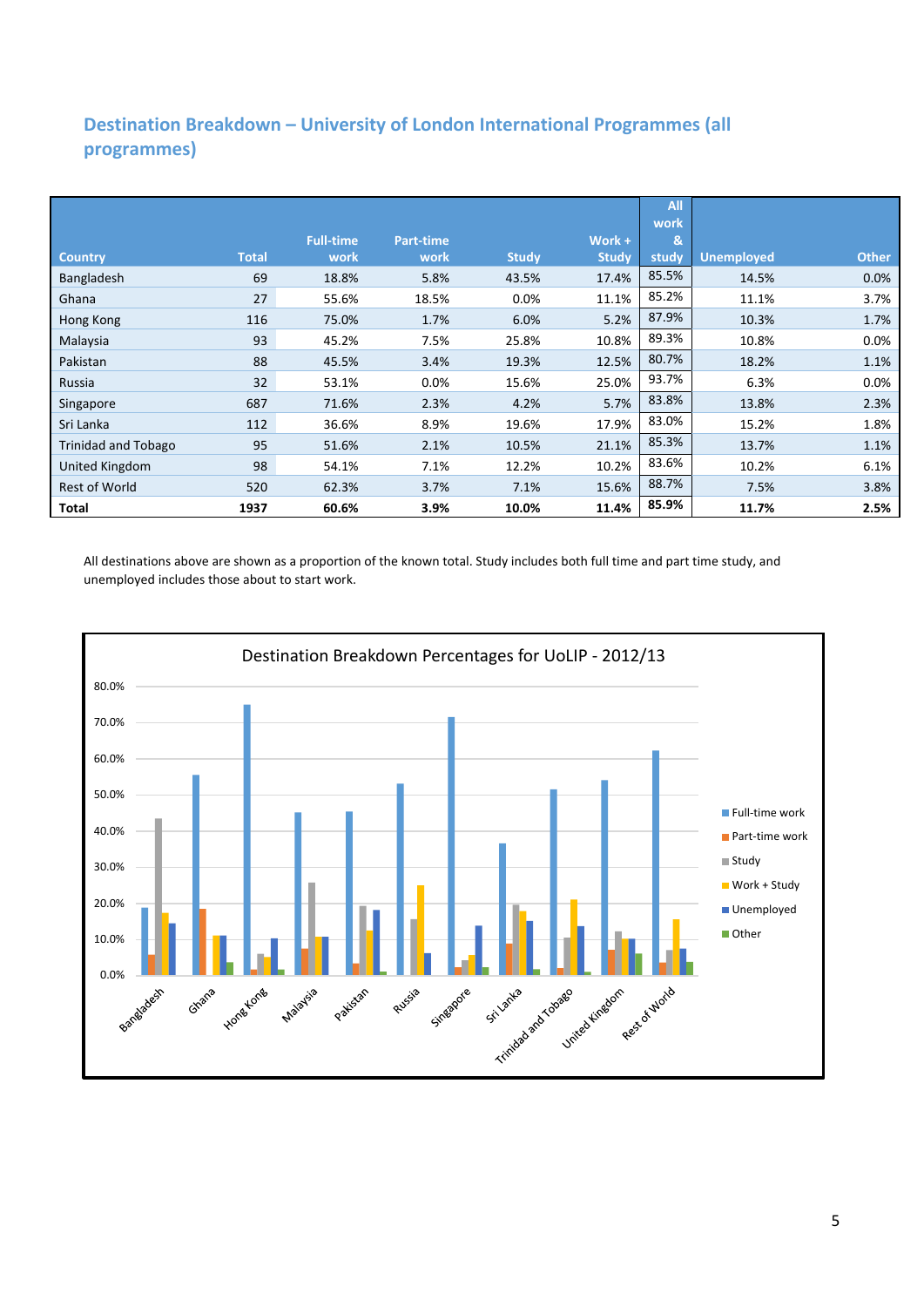## Destination Breakdown – University of London International Programmes (all programmes)

| Country | Total | Full-time work | Part-time work | Study | Work + Study | All work & study | Unemployed | Other |
|---|---|---|---|---|---|---|---|---|
| Bangladesh | 69 | 18.8% | 5.8% | 43.5% | 17.4% | 85.5% | 14.5% | 0.0% |
| Ghana | 27 | 55.6% | 18.5% | 0.0% | 11.1% | 85.2% | 11.1% | 3.7% |
| Hong Kong | 116 | 75.0% | 1.7% | 6.0% | 5.2% | 87.9% | 10.3% | 1.7% |
| Malaysia | 93 | 45.2% | 7.5% | 25.8% | 10.8% | 89.3% | 10.8% | 0.0% |
| Pakistan | 88 | 45.5% | 3.4% | 19.3% | 12.5% | 80.7% | 18.2% | 1.1% |
| Russia | 32 | 53.1% | 0.0% | 15.6% | 25.0% | 93.7% | 6.3% | 0.0% |
| Singapore | 687 | 71.6% | 2.3% | 4.2% | 5.7% | 83.8% | 13.8% | 2.3% |
| Sri Lanka | 112 | 36.6% | 8.9% | 19.6% | 17.9% | 83.0% | 15.2% | 1.8% |
| Trinidad and Tobago | 95 | 51.6% | 2.1% | 10.5% | 21.1% | 85.3% | 13.7% | 1.1% |
| United Kingdom | 98 | 54.1% | 7.1% | 12.2% | 10.2% | 83.6% | 10.2% | 6.1% |
| Rest of World | 520 | 62.3% | 3.7% | 7.1% | 15.6% | 88.7% | 7.5% | 3.8% |
| **Total** | **1937** | **60.6%** | **3.9%** | **10.0%** | **11.4%** | **85.9%** | **11.7%** | **2.5%** |

All destinations above are shown as a proportion of the known total. Study includes both full time and part time study, and unemployed includes those about to start work.

**Destination Breakdown Percentages for UoLIP - 2012/13**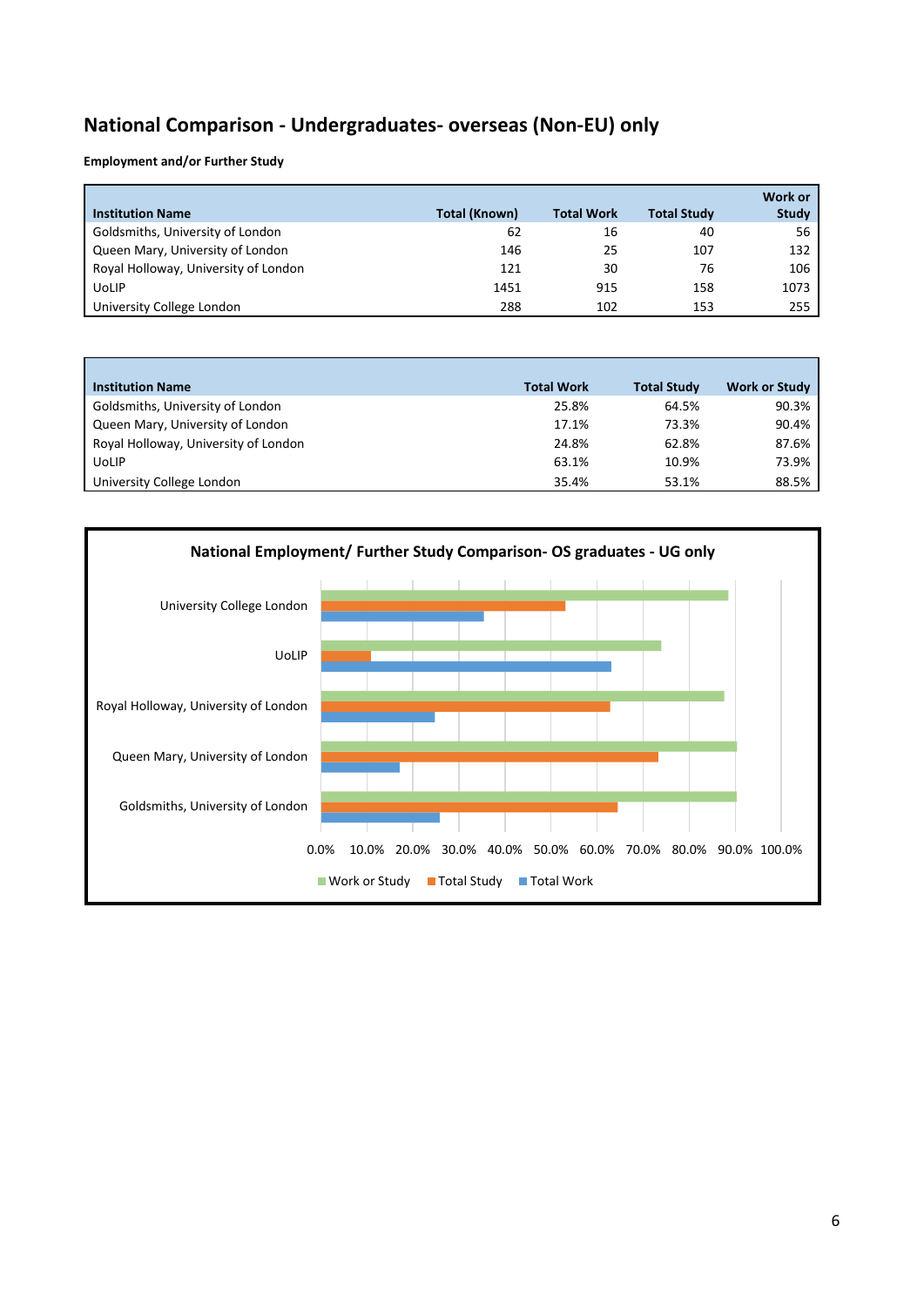## National Comparison - Undergraduates- overseas (Non-EU) only

**Employment and/or Further Study**

| Institution Name | Total (Known) | Total Work | Total Study | Work or Study |
|---|---|---|---|---|
| Goldsmiths, University of London | 62 | 16 | 40 | 56 |
| Queen Mary, University of London | 146 | 25 | 107 | 132 |
| Royal Holloway, University of London | 121 | 30 | 76 | 106 |
| UoLIP | 1451 | 915 | 158 | 1073 |
| University College London | 288 | 102 | 153 | 255 |

| Institution Name | Total Work | Total Study | Work or Study |
|---|---|---|---|
| Goldsmiths, University of London | 25.8% | 64.5% | 90.3% |
| Queen Mary, University of London | 17.1% | 73.3% | 90.4% |
| Royal Holloway, University of London | 24.8% | 62.8% | 87.6% |
| UoLIP | 63.1% | 10.9% | 73.9% |
| University College London | 35.4% | 53.1% | 88.5% |

**National Employment/ Further Study Comparison- OS graduates - UG only**

| Institution Name | Work or Study | Total Study | Total Work |
|---|---|---|---|
| University College London | 88.5% | 53.1% | 35.4% |
| UoLIP | 73.9% | 10.9% | 63.1% |
| Royal Holloway, University of London | 87.6% | 62.8% | 24.8% |
| Queen Mary, University of London | 90.4% | 73.3% | 17.1% |
| Goldsmiths, University of London | 90.3% | 64.5% | 25.8% |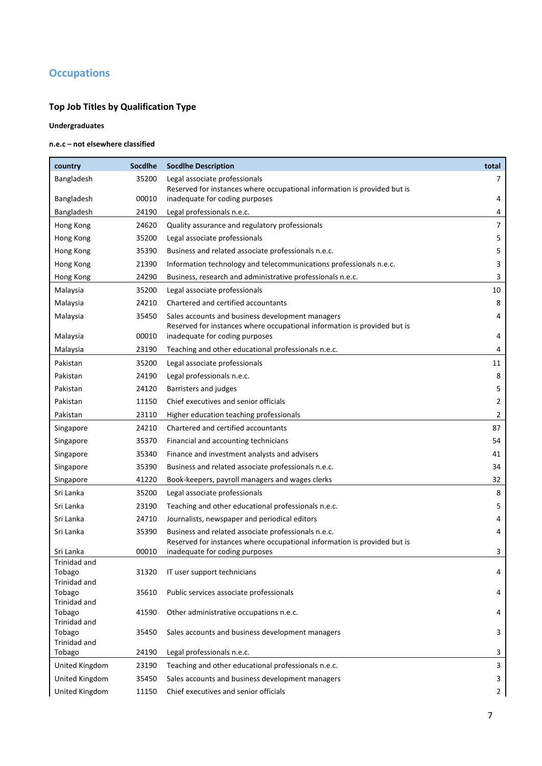## Occupations

### Top Job Titles by Qualification Type

**Undergraduates**

**n.e.c – not elsewhere classified**

| country | Socdlhe | Socdlhe Description | total |
|---|---|---|---|
| Bangladesh | 35200 | Legal associate professionals | 7 |
| Bangladesh | 00010 | Reserved for instances where occupational information is provided but is inadequate for coding purposes | 4 |
| Bangladesh | 24190 | Legal professionals n.e.c. | 4 |
| Hong Kong | 24620 | Quality assurance and regulatory professionals | 7 |
| Hong Kong | 35200 | Legal associate professionals | 5 |
| Hong Kong | 35390 | Business and related associate professionals n.e.c. | 5 |
| Hong Kong | 21390 | Information technology and telecommunications professionals n.e.c. | 3 |
| Hong Kong | 24290 | Business, research and administrative professionals n.e.c. | 3 |
| Malaysia | 35200 | Legal associate professionals | 10 |
| Malaysia | 24210 | Chartered and certified accountants | 8 |
| Malaysia | 35450 | Sales accounts and business development managers | 4 |
| Malaysia | 00010 | Reserved for instances where occupational information is provided but is inadequate for coding purposes | 4 |
| Malaysia | 23190 | Teaching and other educational professionals n.e.c. | 4 |
| Pakistan | 35200 | Legal associate professionals | 11 |
| Pakistan | 24190 | Legal professionals n.e.c. | 8 |
| Pakistan | 24120 | Barristers and judges | 5 |
| Pakistan | 11150 | Chief executives and senior officials | 2 |
| Pakistan | 23110 | Higher education teaching professionals | 2 |
| Singapore | 24210 | Chartered and certified accountants | 87 |
| Singapore | 35370 | Financial and accounting technicians | 54 |
| Singapore | 35340 | Finance and investment analysts and advisers | 41 |
| Singapore | 35390 | Business and related associate professionals n.e.c. | 34 |
| Singapore | 41220 | Book-keepers, payroll managers and wages clerks | 32 |
| Sri Lanka | 35200 | Legal associate professionals | 8 |
| Sri Lanka | 23190 | Teaching and other educational professionals n.e.c. | 5 |
| Sri Lanka | 24710 | Journalists, newspaper and periodical editors | 4 |
| Sri Lanka | 35390 | Business and related associate professionals n.e.c. | 4 |
| Sri Lanka | 00010 | Reserved for instances where occupational information is provided but is inadequate for coding purposes | 3 |
| Trinidad and Tobago | 31320 | IT user support technicians | 4 |
| Trinidad and Tobago | 35610 | Public services associate professionals | 4 |
| Trinidad and Tobago | 41590 | Other administrative occupations n.e.c. | 4 |
| Trinidad and Tobago | 35450 | Sales accounts and business development managers | 3 |
| Trinidad and Tobago | 24190 | Legal professionals n.e.c. | 3 |
| United Kingdom | 23190 | Teaching and other educational professionals n.e.c. | 3 |
| United Kingdom | 35450 | Sales accounts and business development managers | 3 |
| United Kingdom | 11150 | Chief executives and senior officials | 2 |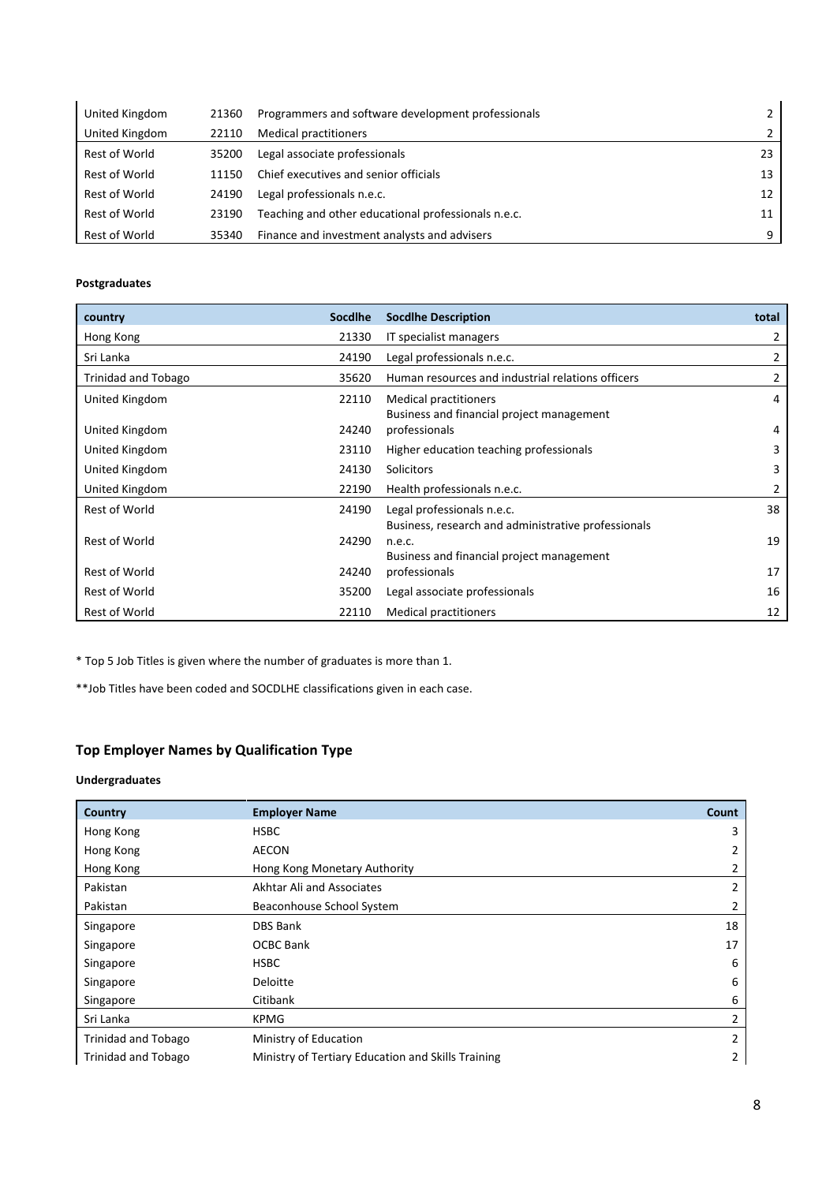| | | | |
|---|---|---|---|
| United Kingdom | 21360 | Programmers and software development professionals | 2 |
| United Kingdom | 22110 | Medical practitioners | 2 |
| Rest of World | 35200 | Legal associate professionals | 23 |
| Rest of World | 11150 | Chief executives and senior officials | 13 |
| Rest of World | 24190 | Legal professionals n.e.c. | 12 |
| Rest of World | 23190 | Teaching and other educational professionals n.e.c. | 11 |
| Rest of World | 35340 | Finance and investment analysts and advisers | 9 |

**Postgraduates**

| country | Socdlhe | Socdlhe Description | total |
|---|---|---|---|
| Hong Kong | 21330 | IT specialist managers | 2 |
| Sri Lanka | 24190 | Legal professionals n.e.c. | 2 |
| Trinidad and Tobago | 35620 | Human resources and industrial relations officers | 2 |
| United Kingdom | 22110 | Medical practitioners | 4 |
| United Kingdom | 24240 | Business and financial project management professionals | 4 |
| United Kingdom | 23110 | Higher education teaching professionals | 3 |
| United Kingdom | 24130 | Solicitors | 3 |
| United Kingdom | 22190 | Health professionals n.e.c. | 2 |
| Rest of World | 24190 | Legal professionals n.e.c. | 38 |
| Rest of World | 24290 | Business, research and administrative professionals n.e.c. | 19 |
| Rest of World | 24240 | Business and financial project management professionals | 17 |
| Rest of World | 35200 | Legal associate professionals | 16 |
| Rest of World | 22110 | Medical practitioners | 12 |

* Top 5 Job Titles is given where the number of graduates is more than 1.

**Job Titles have been coded and SOCDLHE classifications given in each case.

## Top Employer Names by Qualification Type

**Undergraduates**

| Country | Employer Name | Count |
|---|---|---|
| Hong Kong | HSBC | 3 |
| Hong Kong | AECON | 2 |
| Hong Kong | Hong Kong Monetary Authority | 2 |
| Pakistan | Akhtar Ali and Associates | 2 |
| Pakistan | Beaconhouse School System | 2 |
| Singapore | DBS Bank | 18 |
| Singapore | OCBC Bank | 17 |
| Singapore | HSBC | 6 |
| Singapore | Deloitte | 6 |
| Singapore | Citibank | 6 |
| Sri Lanka | KPMG | 2 |
| Trinidad and Tobago | Ministry of Education | 2 |
| Trinidad and Tobago | Ministry of Tertiary Education and Skills Training | 2 |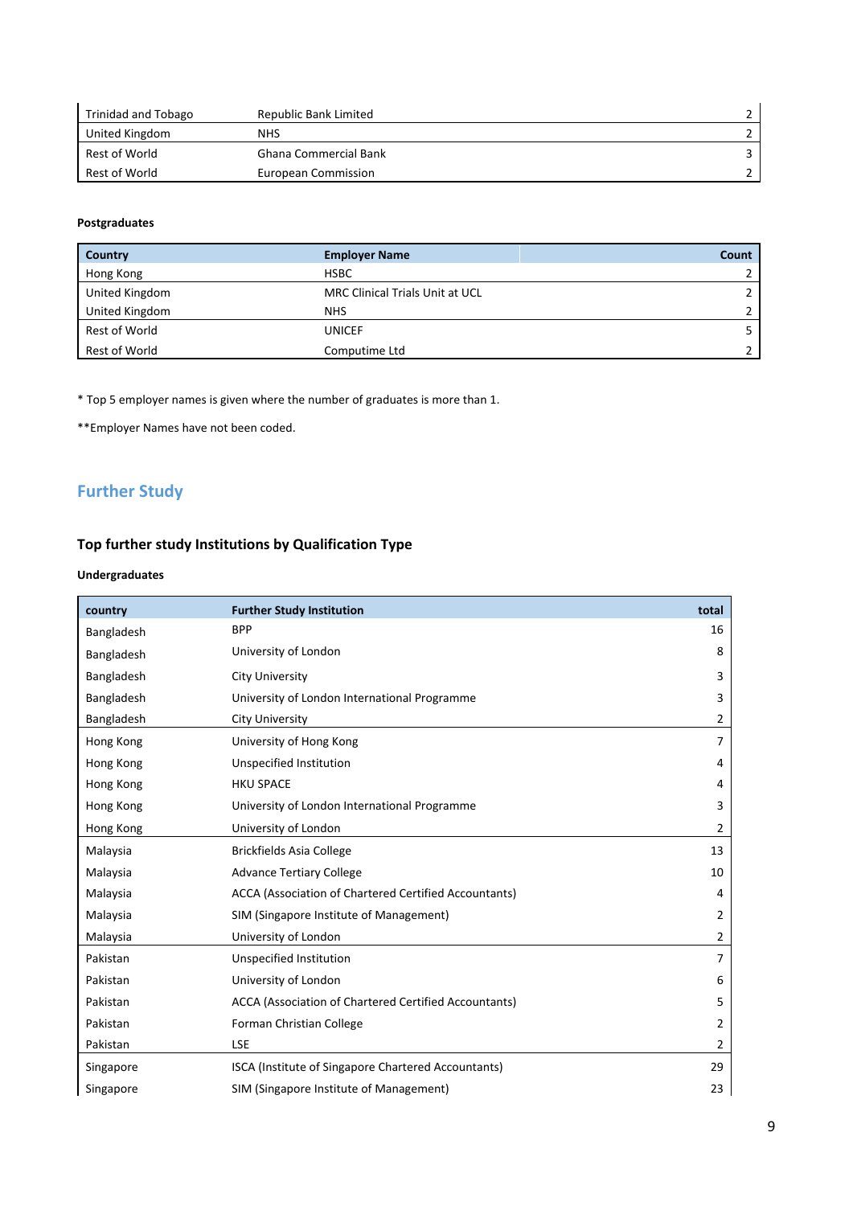| | | |
|---|---|---|
| Trinidad and Tobago | Republic Bank Limited | 2 |
| United Kingdom | NHS | 2 |
| Rest of World | Ghana Commercial Bank | 3 |
| Rest of World | European Commission | 2 |

**Postgraduates**

| Country | Employer Name | Count |
|---|---|---|
| Hong Kong | HSBC | 2 |
| United Kingdom | MRC Clinical Trials Unit at UCL | 2 |
| United Kingdom | NHS | 2 |
| Rest of World | UNICEF | 5 |
| Rest of World | Computime Ltd | 2 |

* Top 5 employer names is given where the number of graduates is more than 1.

**Employer Names have not been coded.

## Further Study

### Top further study Institutions by Qualification Type

**Undergraduates**

| country | Further Study Institution | total |
|---|---|---|
| Bangladesh | BPP | 16 |
| Bangladesh | University of London | 8 |
| Bangladesh | City University | 3 |
| Bangladesh | University of London International Programme | 3 |
| Bangladesh | City University | 2 |
| Hong Kong | University of Hong Kong | 7 |
| Hong Kong | Unspecified Institution | 4 |
| Hong Kong | HKU SPACE | 4 |
| Hong Kong | University of London International Programme | 3 |
| Hong Kong | University of London | 2 |
| Malaysia | Brickfields Asia College | 13 |
| Malaysia | Advance Tertiary College | 10 |
| Malaysia | ACCA (Association of Chartered Certified Accountants) | 4 |
| Malaysia | SIM (Singapore Institute of Management) | 2 |
| Malaysia | University of London | 2 |
| Pakistan | Unspecified Institution | 7 |
| Pakistan | University of London | 6 |
| Pakistan | ACCA (Association of Chartered Certified Accountants) | 5 |
| Pakistan | Forman Christian College | 2 |
| Pakistan | LSE | 2 |
| Singapore | ISCA (Institute of Singapore Chartered Accountants) | 29 |
| Singapore | SIM (Singapore Institute of Management) | 23 |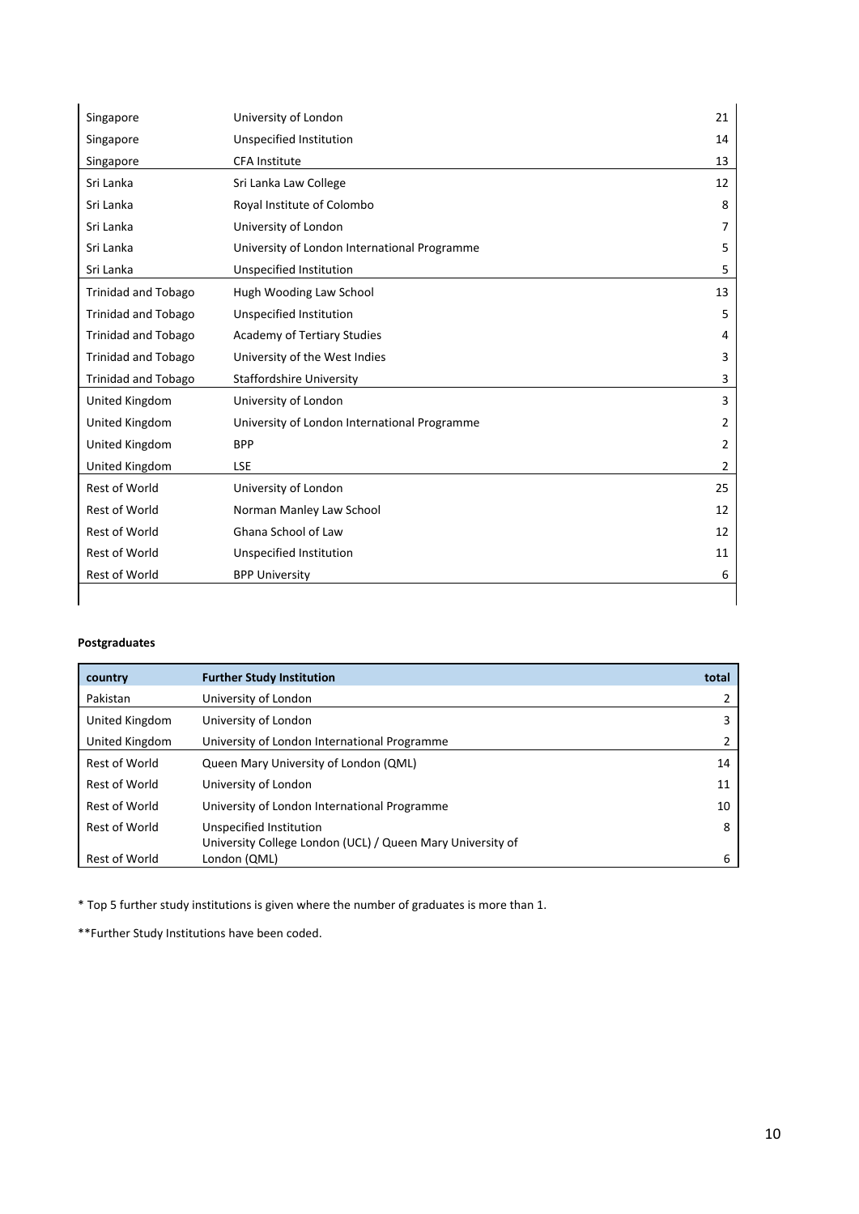| | | |
|---|---|---|
| Singapore | University of London | 21 |
| Singapore | Unspecified Institution | 14 |
| Singapore | CFA Institute | 13 |
| Sri Lanka | Sri Lanka Law College | 12 |
| Sri Lanka | Royal Institute of Colombo | 8 |
| Sri Lanka | University of London | 7 |
| Sri Lanka | University of London International Programme | 5 |
| Sri Lanka | Unspecified Institution | 5 |
| Trinidad and Tobago | Hugh Wooding Law School | 13 |
| Trinidad and Tobago | Unspecified Institution | 5 |
| Trinidad and Tobago | Academy of Tertiary Studies | 4 |
| Trinidad and Tobago | University of the West Indies | 3 |
| Trinidad and Tobago | Staffordshire University | 3 |
| United Kingdom | University of London | 3 |
| United Kingdom | University of London International Programme | 2 |
| United Kingdom | BPP | 2 |
| United Kingdom | LSE | 2 |
| Rest of World | University of London | 25 |
| Rest of World | Norman Manley Law School | 12 |
| Rest of World | Ghana School of Law | 12 |
| Rest of World | Unspecified Institution | 11 |
| Rest of World | BPP University | 6 |

**Postgraduates**

| country | Further Study Institution | total |
|---|---|---|
| Pakistan | University of London | 2 |
| United Kingdom | University of London | 3 |
| United Kingdom | University of London International Programme | 2 |
| Rest of World | Queen Mary University of London (QML) | 14 |
| Rest of World | University of London | 11 |
| Rest of World | University of London International Programme | 10 |
| Rest of World | Unspecified Institution | 8 |
| Rest of World | University College London (UCL) / Queen Mary University of London (QML) | 6 |

* Top 5 further study institutions is given where the number of graduates is more than 1.

**Further Study Institutions have been coded.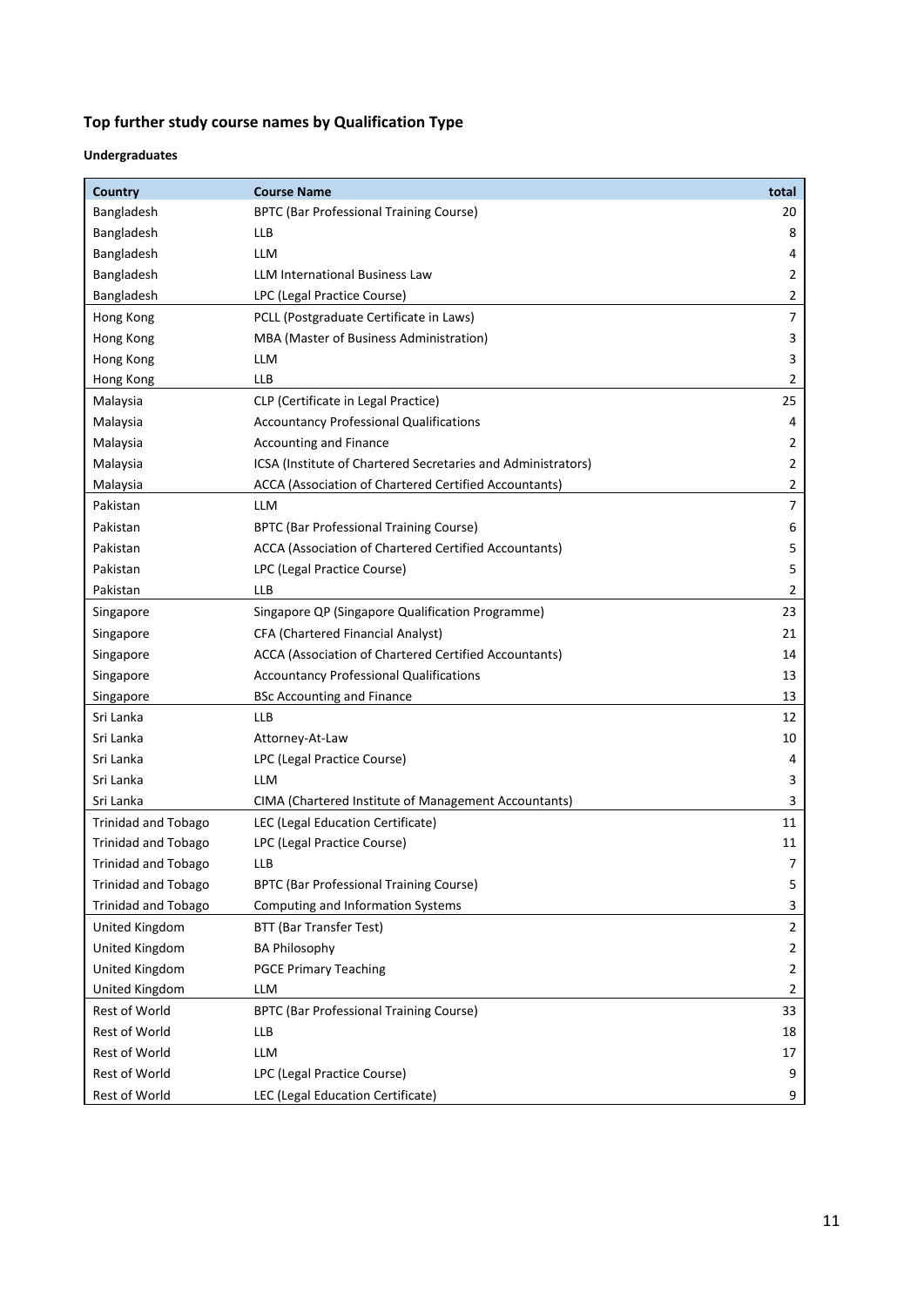## Top further study course names by Qualification Type

### Undergraduates

| Country | Course Name | total |
|---|---|---|
| Bangladesh | BPTC (Bar Professional Training Course) | 20 |
| Bangladesh | LLB | 8 |
| Bangladesh | LLM | 4 |
| Bangladesh | LLM International Business Law | 2 |
| Bangladesh | LPC (Legal Practice Course) | 2 |
| Hong Kong | PCLL (Postgraduate Certificate in Laws) | 7 |
| Hong Kong | MBA (Master of Business Administration) | 3 |
| Hong Kong | LLM | 3 |
| Hong Kong | LLB | 2 |
| Malaysia | CLP (Certificate in Legal Practice) | 25 |
| Malaysia | Accountancy Professional Qualifications | 4 |
| Malaysia | Accounting and Finance | 2 |
| Malaysia | ICSA (Institute of Chartered Secretaries and Administrators) | 2 |
| Malaysia | ACCA (Association of Chartered Certified Accountants) | 2 |
| Pakistan | LLM | 7 |
| Pakistan | BPTC (Bar Professional Training Course) | 6 |
| Pakistan | ACCA (Association of Chartered Certified Accountants) | 5 |
| Pakistan | LPC (Legal Practice Course) | 5 |
| Pakistan | LLB | 2 |
| Singapore | Singapore QP (Singapore Qualification Programme) | 23 |
| Singapore | CFA (Chartered Financial Analyst) | 21 |
| Singapore | ACCA (Association of Chartered Certified Accountants) | 14 |
| Singapore | Accountancy Professional Qualifications | 13 |
| Singapore | BSc Accounting and Finance | 13 |
| Sri Lanka | LLB | 12 |
| Sri Lanka | Attorney-At-Law | 10 |
| Sri Lanka | LPC (Legal Practice Course) | 4 |
| Sri Lanka | LLM | 3 |
| Sri Lanka | CIMA (Chartered Institute of Management Accountants) | 3 |
| Trinidad and Tobago | LEC (Legal Education Certificate) | 11 |
| Trinidad and Tobago | LPC (Legal Practice Course) | 11 |
| Trinidad and Tobago | LLB | 7 |
| Trinidad and Tobago | BPTC (Bar Professional Training Course) | 5 |
| Trinidad and Tobago | Computing and Information Systems | 3 |
| United Kingdom | BTT (Bar Transfer Test) | 2 |
| United Kingdom | BA Philosophy | 2 |
| United Kingdom | PGCE Primary Teaching | 2 |
| United Kingdom | LLM | 2 |
| Rest of World | BPTC (Bar Professional Training Course) | 33 |
| Rest of World | LLB | 18 |
| Rest of World | LLM | 17 |
| Rest of World | LPC (Legal Practice Course) | 9 |
| Rest of World | LEC (Legal Education Certificate) | 9 |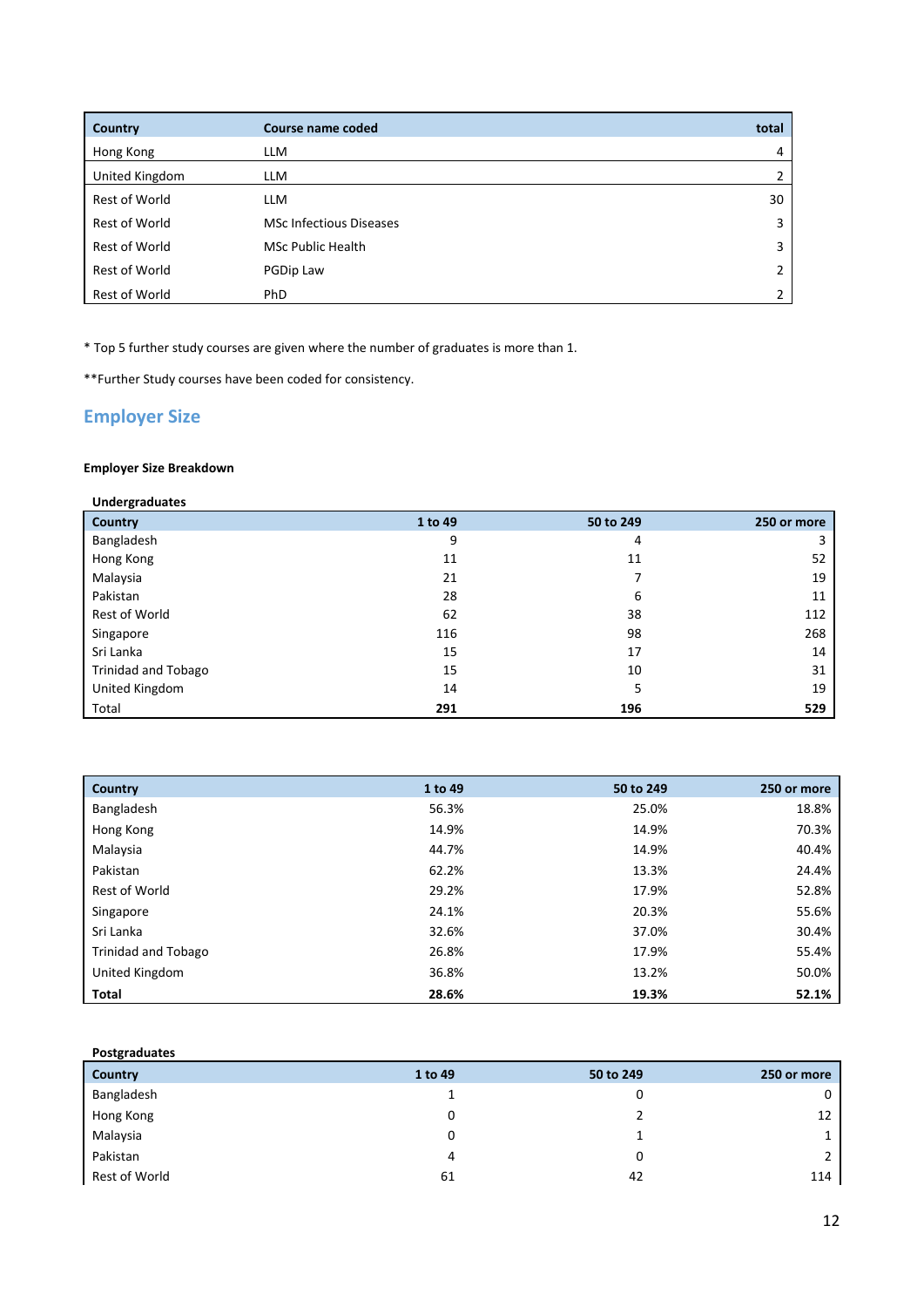| Country | Course name coded | total |
|---|---|---|
| Hong Kong | LLM | 4 |
| United Kingdom | LLM | 2 |
| Rest of World | LLM | 30 |
| Rest of World | MSc Infectious Diseases | 3 |
| Rest of World | MSc Public Health | 3 |
| Rest of World | PGDip Law | 2 |
| Rest of World | PhD | 2 |

* Top 5 further study courses are given where the number of graduates is more than 1.

**Further Study courses have been coded for consistency.

## Employer Size

**Employer Size Breakdown**

**Undergraduates**

| Country | 1 to 49 | 50 to 249 | 250 or more |
|---|---|---|---|
| Bangladesh | 9 | 4 | 3 |
| Hong Kong | 11 | 11 | 52 |
| Malaysia | 21 | 7 | 19 |
| Pakistan | 28 | 6 | 11 |
| Rest of World | 62 | 38 | 112 |
| Singapore | 116 | 98 | 268 |
| Sri Lanka | 15 | 17 | 14 |
| Trinidad and Tobago | 15 | 10 | 31 |
| United Kingdom | 14 | 5 | 19 |
| Total | **291** | **196** | **529** |

| Country | 1 to 49 | 50 to 249 | 250 or more |
|---|---|---|---|
| Bangladesh | 56.3% | 25.0% | 18.8% |
| Hong Kong | 14.9% | 14.9% | 70.3% |
| Malaysia | 44.7% | 14.9% | 40.4% |
| Pakistan | 62.2% | 13.3% | 24.4% |
| Rest of World | 29.2% | 17.9% | 52.8% |
| Singapore | 24.1% | 20.3% | 55.6% |
| Sri Lanka | 32.6% | 37.0% | 30.4% |
| Trinidad and Tobago | 26.8% | 17.9% | 55.4% |
| United Kingdom | 36.8% | 13.2% | 50.0% |
| **Total** | **28.6%** | **19.3%** | **52.1%** |

**Postgraduates**

| Country | 1 to 49 | 50 to 249 | 250 or more |
|---|---|---|---|
| Bangladesh | 1 | 0 | 0 |
| Hong Kong | 0 | 2 | 12 |
| Malaysia | 0 | 1 | 1 |
| Pakistan | 4 | 0 | 2 |
| Rest of World | 61 | 42 | 114 |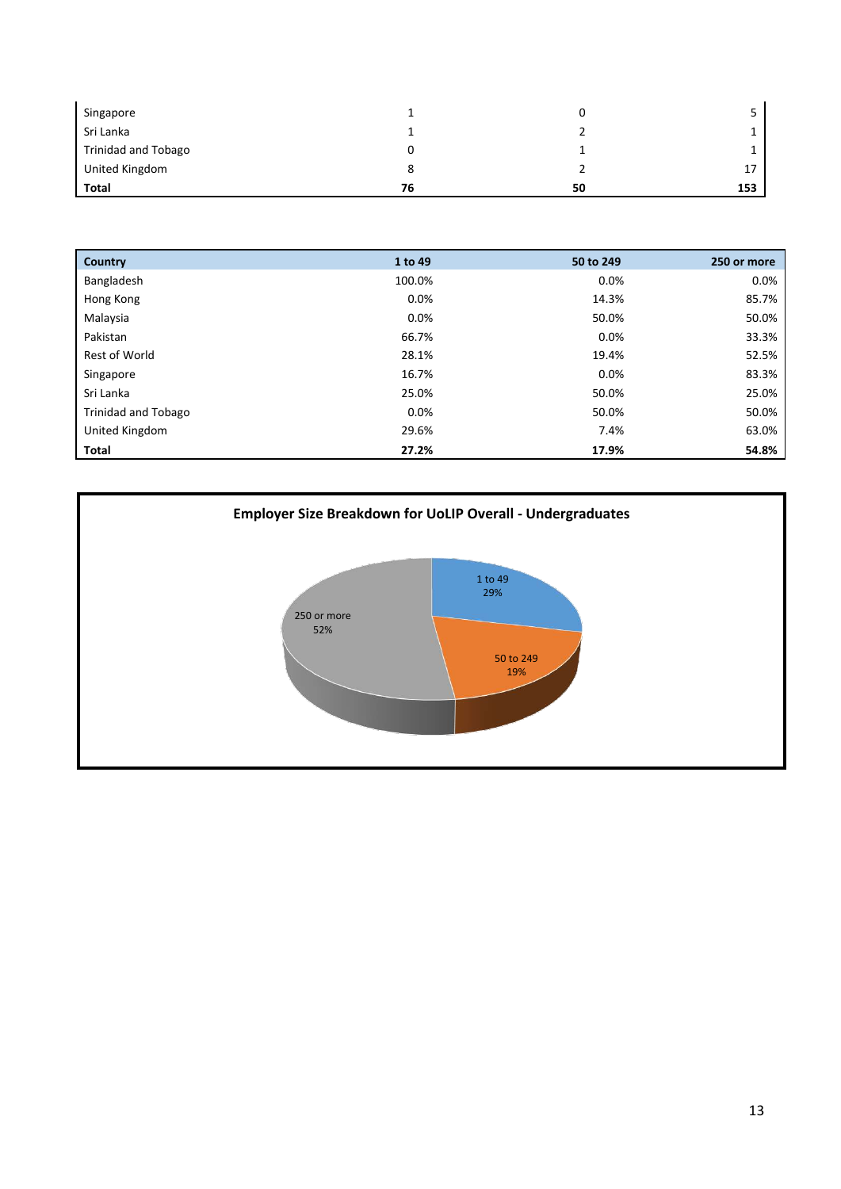| | | | |
|---|---|---|---|
| Singapore | 1 | 0 | 5 |
| Sri Lanka | 1 | 2 | 1 |
| Trinidad and Tobago | 0 | 1 | 1 |
| United Kingdom | 8 | 2 | 17 |
| **Total** | **76** | **50** | **153** |

| Country | 1 to 49 | 50 to 249 | 250 or more |
|---|---|---|---|
| Bangladesh | 100.0% | 0.0% | 0.0% |
| Hong Kong | 0.0% | 14.3% | 85.7% |
| Malaysia | 0.0% | 50.0% | 50.0% |
| Pakistan | 66.7% | 0.0% | 33.3% |
| Rest of World | 28.1% | 19.4% | 52.5% |
| Singapore | 16.7% | 0.0% | 83.3% |
| Sri Lanka | 25.0% | 50.0% | 25.0% |
| Trinidad and Tobago | 0.0% | 50.0% | 50.0% |
| United Kingdom | 29.6% | 7.4% | 63.0% |
| **Total** | **27.2%** | **17.9%** | **54.8%** |

**Employer Size Breakdown for UoLIP Overall - Undergraduates**

| Employer size | Share |
|---|---|
| 1 to 49 | 29% |
| 50 to 249 | 19% |
| 250 or more | 52% |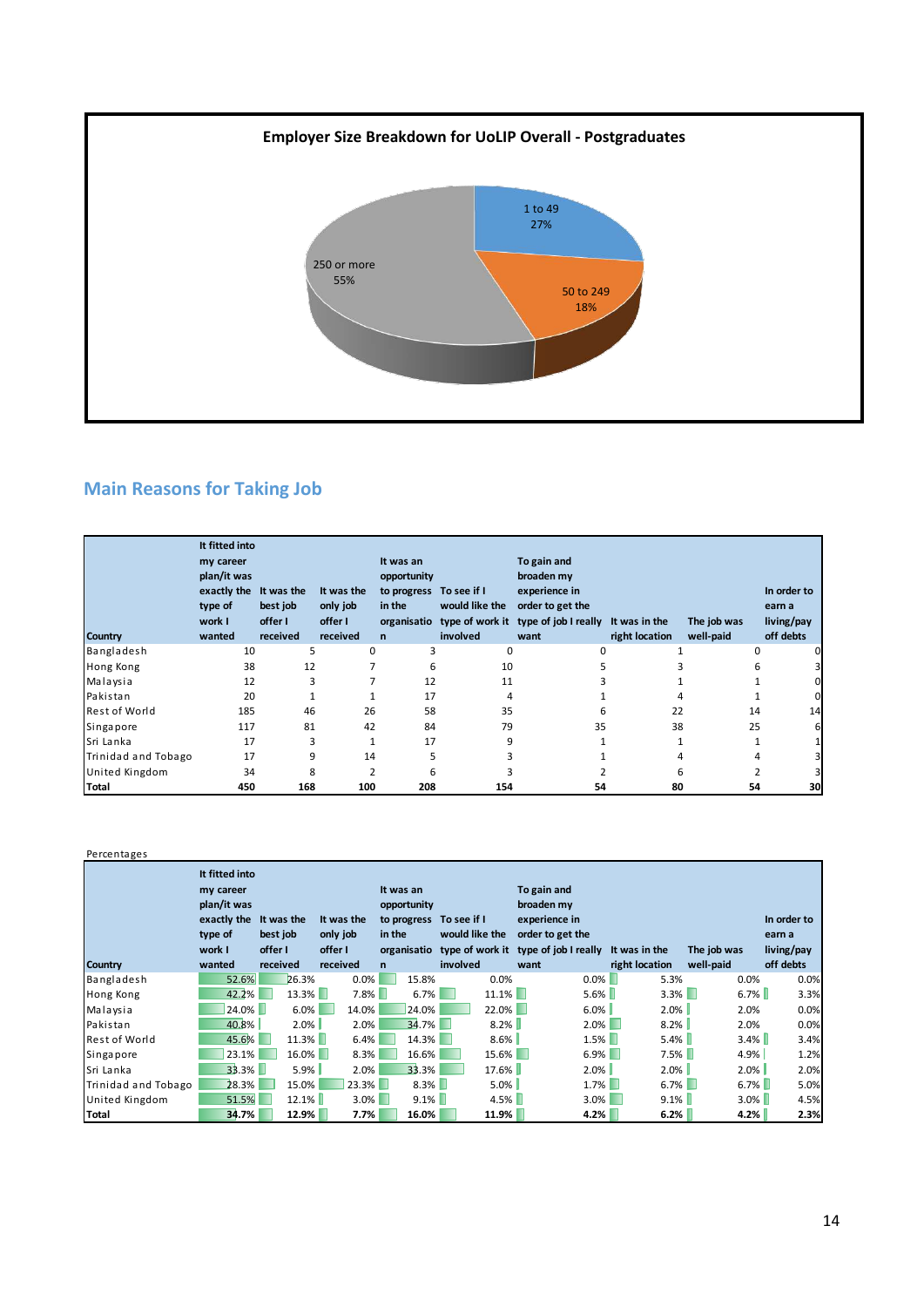**Employer Size Breakdown for UoLIP Overall - Postgraduates**

- 1 to 49: 27%
- 50 to 249: 18%
- 250 or more: 55%

## Main Reasons for Taking Job

| Country | It fitted into my career plan/it was exactly the type of work I wanted | It was the best job offer I received | It was the only job offer I received | It was an opportunity to progress in the organisation | To see if I would like the type of work it involved | To gain and broaden my experience in order to get the type of job I really want | It was in the right location | The job was well-paid | In order to earn a living/pay off debts |
|---|---|---|---|---|---|---|---|---|---|
| Bangladesh | 10 | 5 | 0 | 3 | 0 | 0 | 1 | 0 | 0 |
| Hong Kong | 38 | 12 | 7 | 6 | 10 | 5 | 3 | 6 | 3 |
| Malaysia | 12 | 3 | 7 | 12 | 11 | 3 | 1 | 1 | 0 |
| Pakistan | 20 | 1 | 1 | 17 | 4 | 1 | 4 | 1 | 0 |
| Rest of World | 185 | 46 | 26 | 58 | 35 | 6 | 22 | 14 | 14 |
| Singapore | 117 | 81 | 42 | 84 | 79 | 35 | 38 | 25 | 6 |
| Sri Lanka | 17 | 3 | 1 | 17 | 9 | 1 | 1 | 1 | 1 |
| Trinidad and Tobago | 17 | 9 | 14 | 5 | 3 | 1 | 4 | 4 | 3 |
| United Kingdom | 34 | 8 | 2 | 6 | 3 | 2 | 6 | 2 | 3 |
| **Total** | **450** | **168** | **100** | **208** | **154** | **54** | **80** | **54** | **30** |

Percentages

| Country | It fitted into my career plan/it was exactly the type of work I wanted | It was the best job offer I received | It was the only job offer I received | It was an opportunity to progress in the organisation | To see if I would like the type of work it involved | To gain and broaden my experience in order to get the type of job I really want | It was in the right location | The job was well-paid | In order to earn a living/pay off debts |
|---|---|---|---|---|---|---|---|---|---|
| Bangladesh | 52.6% | 26.3% | 0.0% | 15.8% | 0.0% | 0.0% | 5.3% | 0.0% | 0.0% |
| Hong Kong | 42.2% | 13.3% | 7.8% | 6.7% | 11.1% | 5.6% | 3.3% | 6.7% | 3.3% |
| Malaysia | 24.0% | 6.0% | 14.0% | 24.0% | 22.0% | 6.0% | 2.0% | 2.0% | 0.0% |
| Pakistan | 40.8% | 2.0% | 2.0% | 34.7% | 8.2% | 2.0% | 8.2% | 2.0% | 0.0% |
| Rest of World | 45.6% | 11.3% | 6.4% | 14.3% | 8.6% | 1.5% | 5.4% | 3.4% | 3.4% |
| Singapore | 23.1% | 16.0% | 8.3% | 16.6% | 15.6% | 6.9% | 7.5% | 4.9% | 1.2% |
| Sri Lanka | 33.3% | 5.9% | 2.0% | 33.3% | 17.6% | 2.0% | 2.0% | 2.0% | 2.0% |
| Trinidad and Tobago | 28.3% | 15.0% | 23.3% | 8.3% | 5.0% | 1.7% | 6.7% | 6.7% | 5.0% |
| United Kingdom | 51.5% | 12.1% | 3.0% | 9.1% | 4.5% | 3.0% | 9.1% | 3.0% | 4.5% |
| **Total** | **34.7%** | **12.9%** | **7.7%** | **16.0%** | **11.9%** | **4.2%** | **6.2%** | **4.2%** | **2.3%** |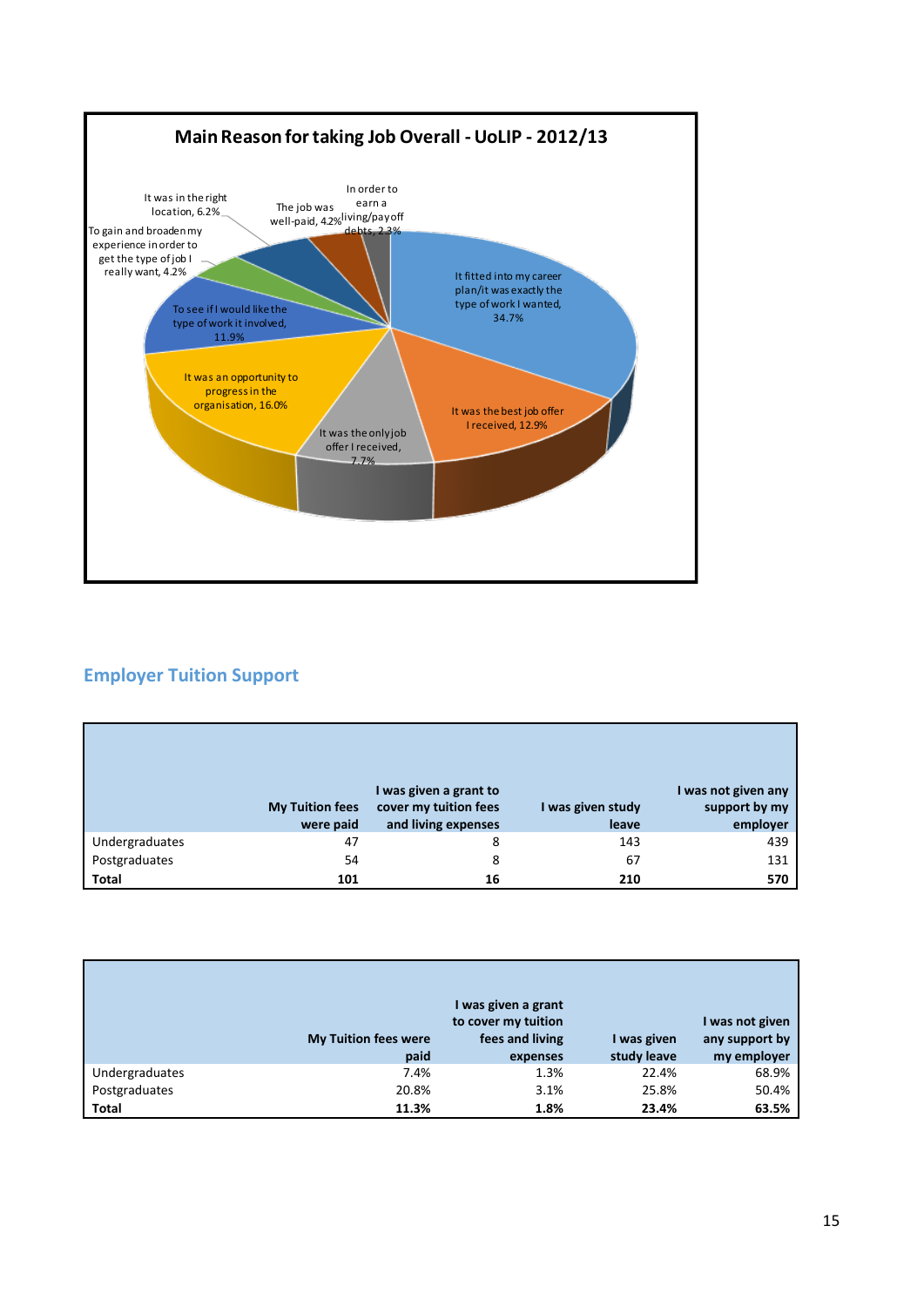**Main Reason for taking Job Overall - UoLIP - 2012/13**

- It fitted into my career plan/it was exactly the type of work I wanted, 34.7%
- It was the best job offer I received, 12.9%
- It was the only job offer I received, 7.7%
- It was an opportunity to progress in the organisation, 16.0%
- To see if I would like the type of work it involved, 11.9%
- To gain and broaden my experience in order to get the type of job I really want, 4.2%
- It was in the right location, 6.2%
- The job was well-paid, 4.2%
- In order to earn a living/pay off debts, 2.3%

## Employer Tuition Support

| | My Tuition fees were paid | I was given a grant to cover my tuition fees and living expenses | I was given study leave | I was not given any support by my employer |
|---|---|---|---|---|
| Undergraduates | 47 | 8 | 143 | 439 |
| Postgraduates | 54 | 8 | 67 | 131 |
| **Total** | **101** | **16** | **210** | **570** |

| | My Tuition fees were paid | I was given a grant to cover my tuition fees and living expenses | I was given study leave | I was not given any support by my employer |
|---|---|---|---|---|
| Undergraduates | 7.4% | 1.3% | 22.4% | 68.9% |
| Postgraduates | 20.8% | 3.1% | 25.8% | 50.4% |
| **Total** | **11.3%** | **1.8%** | **23.4%** | **63.5%** |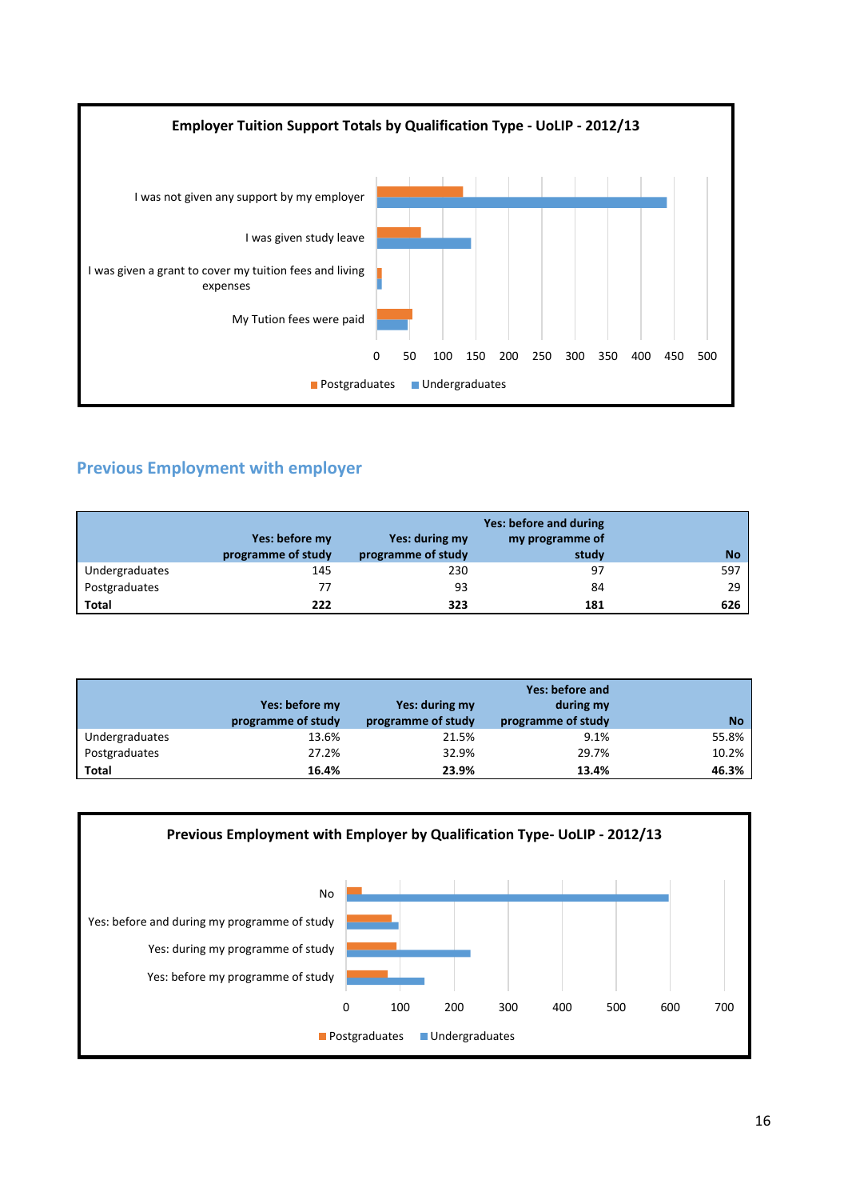**Employer Tuition Support Totals by Qualification Type - UoLIP - 2012/13**

- I was not given any support by my employer
- I was given study leave
- I was given a grant to cover my tuition fees and living expenses
- My Tution fees were paid

0 50 100 150 200 250 300 350 400 450 500

Postgraduates | Undergraduates

## Previous Employment with employer

| | Yes: before my programme of study | Yes: during my programme of study | Yes: before and during my programme of study | No |
|---|---|---|---|---|
| Undergraduates | 145 | 230 | 97 | 597 |
| Postgraduates | 77 | 93 | 84 | 29 |
| **Total** | **222** | **323** | **181** | **626** |

| | Yes: before my programme of study | Yes: during my programme of study | Yes: before and during my programme of study | No |
|---|---|---|---|---|
| Undergraduates | 13.6% | 21.5% | 9.1% | 55.8% |
| Postgraduates | 27.2% | 32.9% | 29.7% | 10.2% |
| **Total** | **16.4%** | **23.9%** | **13.4%** | **46.3%** |

**Previous Employment with Employer by Qualification Type- UoLIP - 2012/13**

- No
- Yes: before and during my programme of study
- Yes: during my programme of study
- Yes: before my programme of study

0 100 200 300 400 500 600 700

Postgraduates | Undergraduates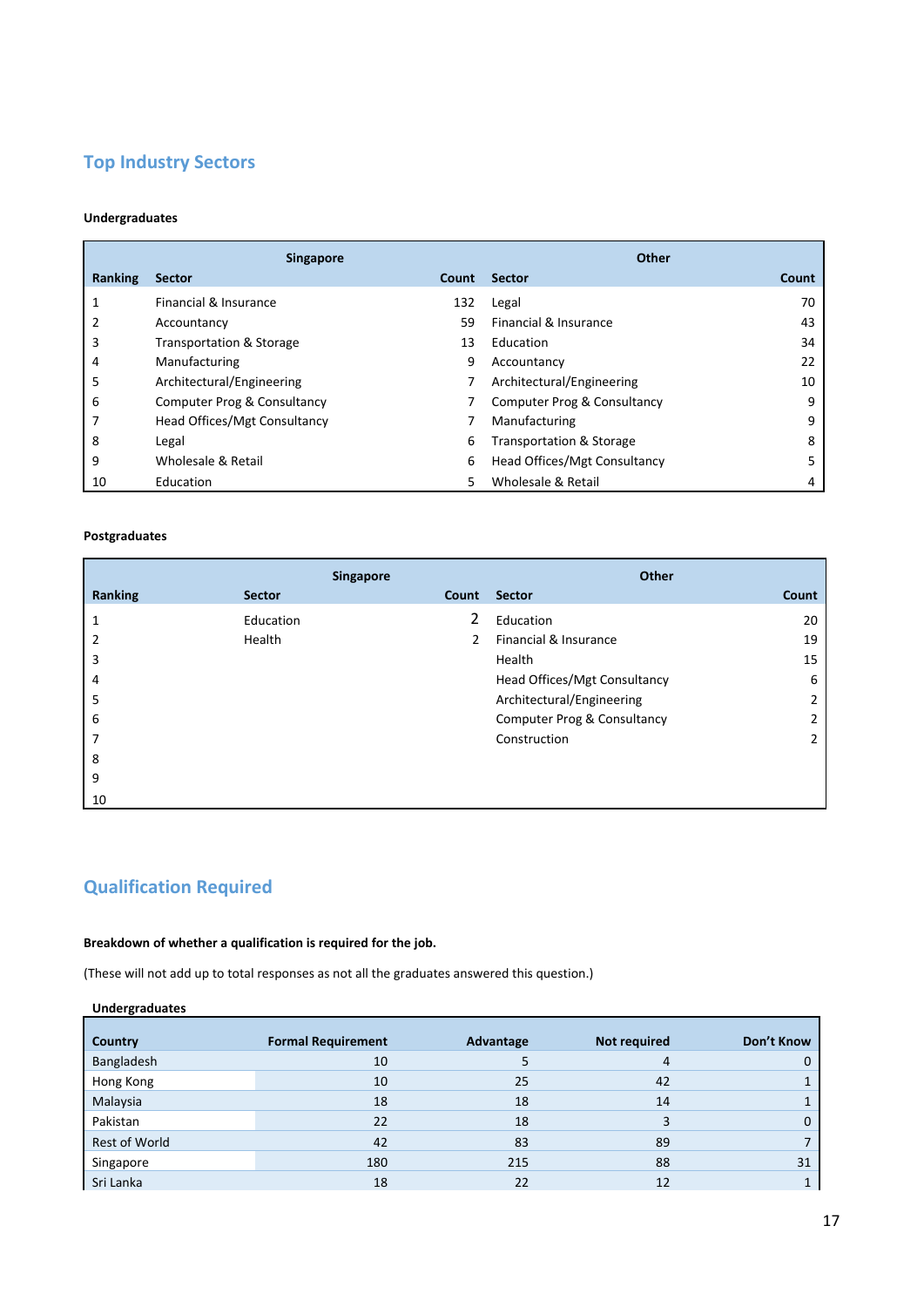## Top Industry Sectors

**Undergraduates**

| | Singapore | | Other | |
|---|---|---|---|---|
| **Ranking** | **Sector** | **Count** | **Sector** | **Count** |
| 1 | Financial & Insurance | 132 | Legal | 70 |
| 2 | Accountancy | 59 | Financial & Insurance | 43 |
| 3 | Transportation & Storage | 13 | Education | 34 |
| 4 | Manufacturing | 9 | Accountancy | 22 |
| 5 | Architectural/Engineering | 7 | Architectural/Engineering | 10 |
| 6 | Computer Prog & Consultancy | 7 | Computer Prog & Consultancy | 9 |
| 7 | Head Offices/Mgt Consultancy | 7 | Manufacturing | 9 |
| 8 | Legal | 6 | Transportation & Storage | 8 |
| 9 | Wholesale & Retail | 6 | Head Offices/Mgt Consultancy | 5 |
| 10 | Education | 5 | Wholesale & Retail | 4 |

**Postgraduates**

| | Singapore | | Other | |
|---|---|---|---|---|
| **Ranking** | **Sector** | **Count** | **Sector** | **Count** |
| 1 | Education | 2 | Education | 20 |
| 2 | Health | 2 | Financial & Insurance | 19 |
| 3 | | | Health | 15 |
| 4 | | | Head Offices/Mgt Consultancy | 6 |
| 5 | | | Architectural/Engineering | 2 |
| 6 | | | Computer Prog & Consultancy | 2 |
| 7 | | | Construction | 2 |
| 8 | | | | |
| 9 | | | | |
| 10 | | | | |

## Qualification Required

**Breakdown of whether a qualification is required for the job.**

(These will not add up to total responses as not all the graduates answered this question.)

**Undergraduates**

| Country | Formal Requirement | Advantage | Not required | Don't Know |
|---|---|---|---|---|
| Bangladesh | 10 | 5 | 4 | 0 |
| Hong Kong | 10 | 25 | 42 | 1 |
| Malaysia | 18 | 18 | 14 | 1 |
| Pakistan | 22 | 18 | 3 | 0 |
| Rest of World | 42 | 83 | 89 | 7 |
| Singapore | 180 | 215 | 88 | 31 |
| Sri Lanka | 18 | 22 | 12 | 1 |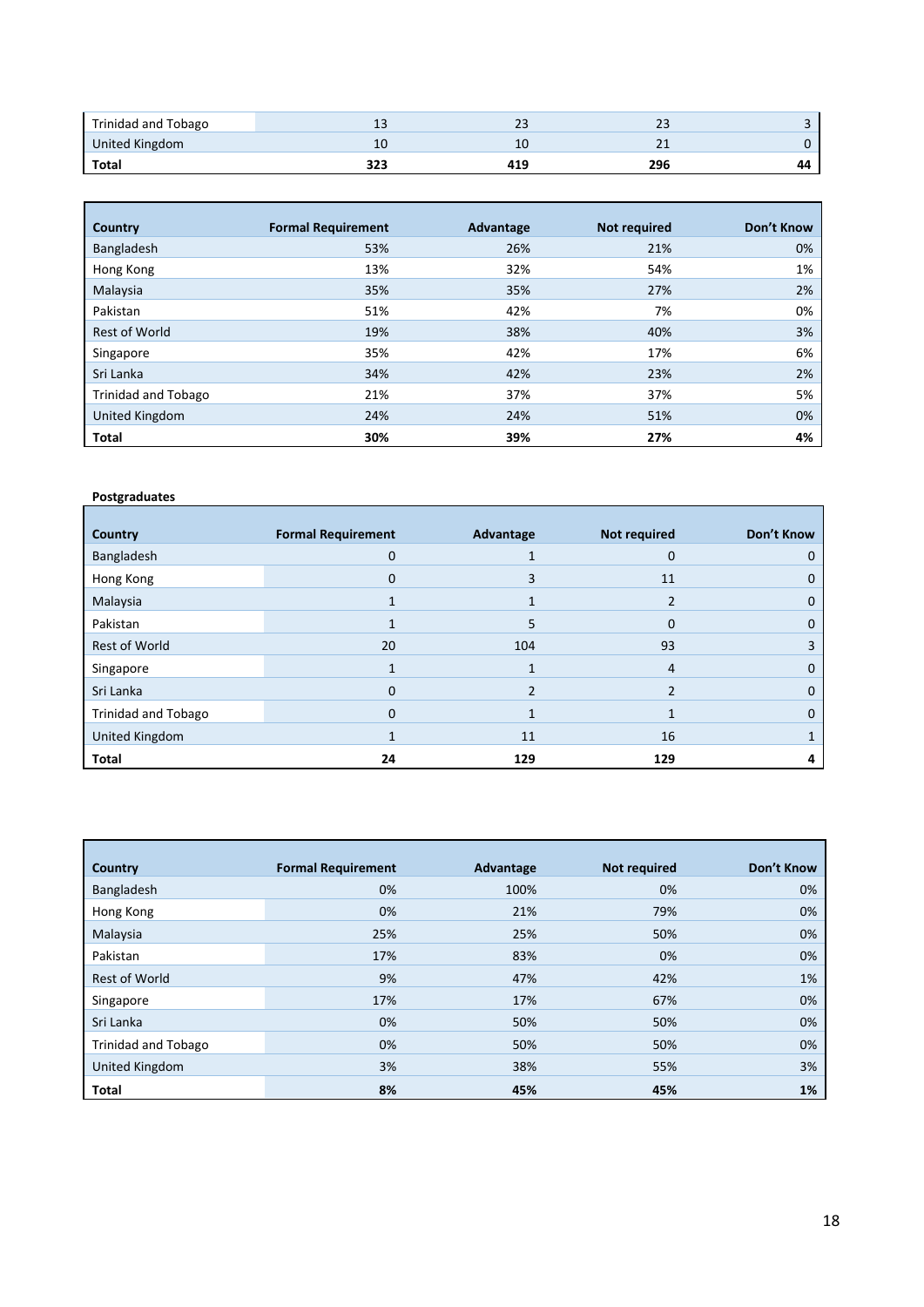| | | | | |
|---|---|---|---|---|
| Trinidad and Tobago | 13 | 23 | 23 | 3 |
| United Kingdom | 10 | 10 | 21 | 0 |
| **Total** | **323** | **419** | **296** | **44** |

| Country | Formal Requirement | Advantage | Not required | Don't Know |
|---|---|---|---|---|
| Bangladesh | 53% | 26% | 21% | 0% |
| Hong Kong | 13% | 32% | 54% | 1% |
| Malaysia | 35% | 35% | 27% | 2% |
| Pakistan | 51% | 42% | 7% | 0% |
| Rest of World | 19% | 38% | 40% | 3% |
| Singapore | 35% | 42% | 17% | 6% |
| Sri Lanka | 34% | 42% | 23% | 2% |
| Trinidad and Tobago | 21% | 37% | 37% | 5% |
| United Kingdom | 24% | 24% | 51% | 0% |
| **Total** | **30%** | **39%** | **27%** | **4%** |

**Postgraduates**

| Country | Formal Requirement | Advantage | Not required | Don't Know |
|---|---|---|---|---|
| Bangladesh | 0 | 1 | 0 | 0 |
| Hong Kong | 0 | 3 | 11 | 0 |
| Malaysia | 1 | 1 | 2 | 0 |
| Pakistan | 1 | 5 | 0 | 0 |
| Rest of World | 20 | 104 | 93 | 3 |
| Singapore | 1 | 1 | 4 | 0 |
| Sri Lanka | 0 | 2 | 2 | 0 |
| Trinidad and Tobago | 0 | 1 | 1 | 0 |
| United Kingdom | 1 | 11 | 16 | 1 |
| **Total** | **24** | **129** | **129** | **4** |

| Country | Formal Requirement | Advantage | Not required | Don't Know |
|---|---|---|---|---|
| Bangladesh | 0% | 100% | 0% | 0% |
| Hong Kong | 0% | 21% | 79% | 0% |
| Malaysia | 25% | 25% | 50% | 0% |
| Pakistan | 17% | 83% | 0% | 0% |
| Rest of World | 9% | 47% | 42% | 1% |
| Singapore | 17% | 17% | 67% | 0% |
| Sri Lanka | 0% | 50% | 50% | 0% |
| Trinidad and Tobago | 0% | 50% | 50% | 0% |
| United Kingdom | 3% | 38% | 55% | 3% |
| **Total** | **8%** | **45%** | **45%** | **1%** |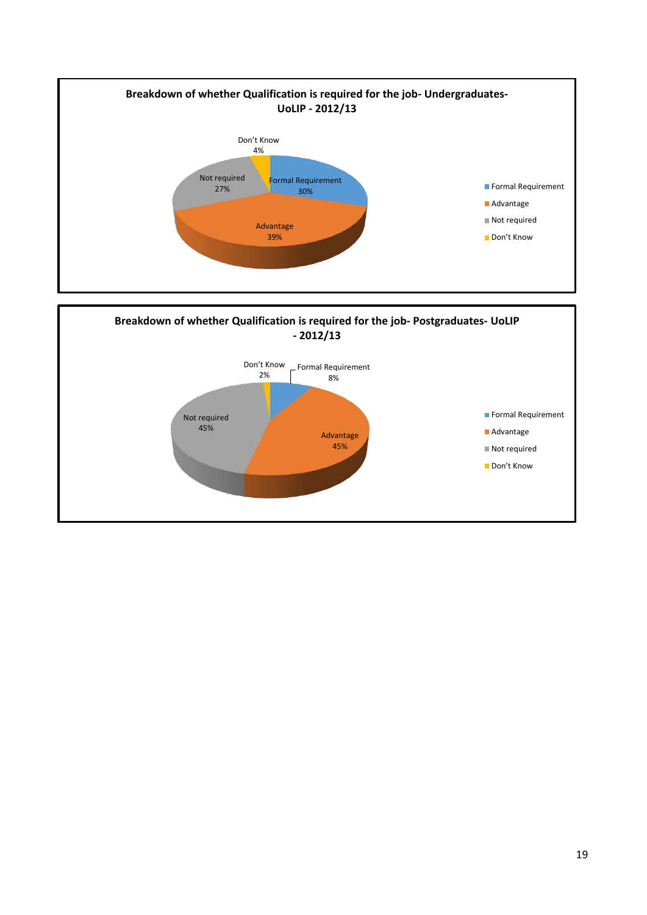**Breakdown of whether Qualification is required for the job- Undergraduates- UoLIP - 2012/13**

| Category | Percentage |
| --- | --- |
| Formal Requirement | 30% |
| Advantage | 39% |
| Not required | 27% |
| Don't Know | 4% |

**Breakdown of whether Qualification is required for the job- Postgraduates- UoLIP - 2012/13**

| Category | Percentage |
| --- | --- |
| Formal Requirement | 8% |
| Advantage | 45% |
| Not required | 45% |
| Don't Know | 2% |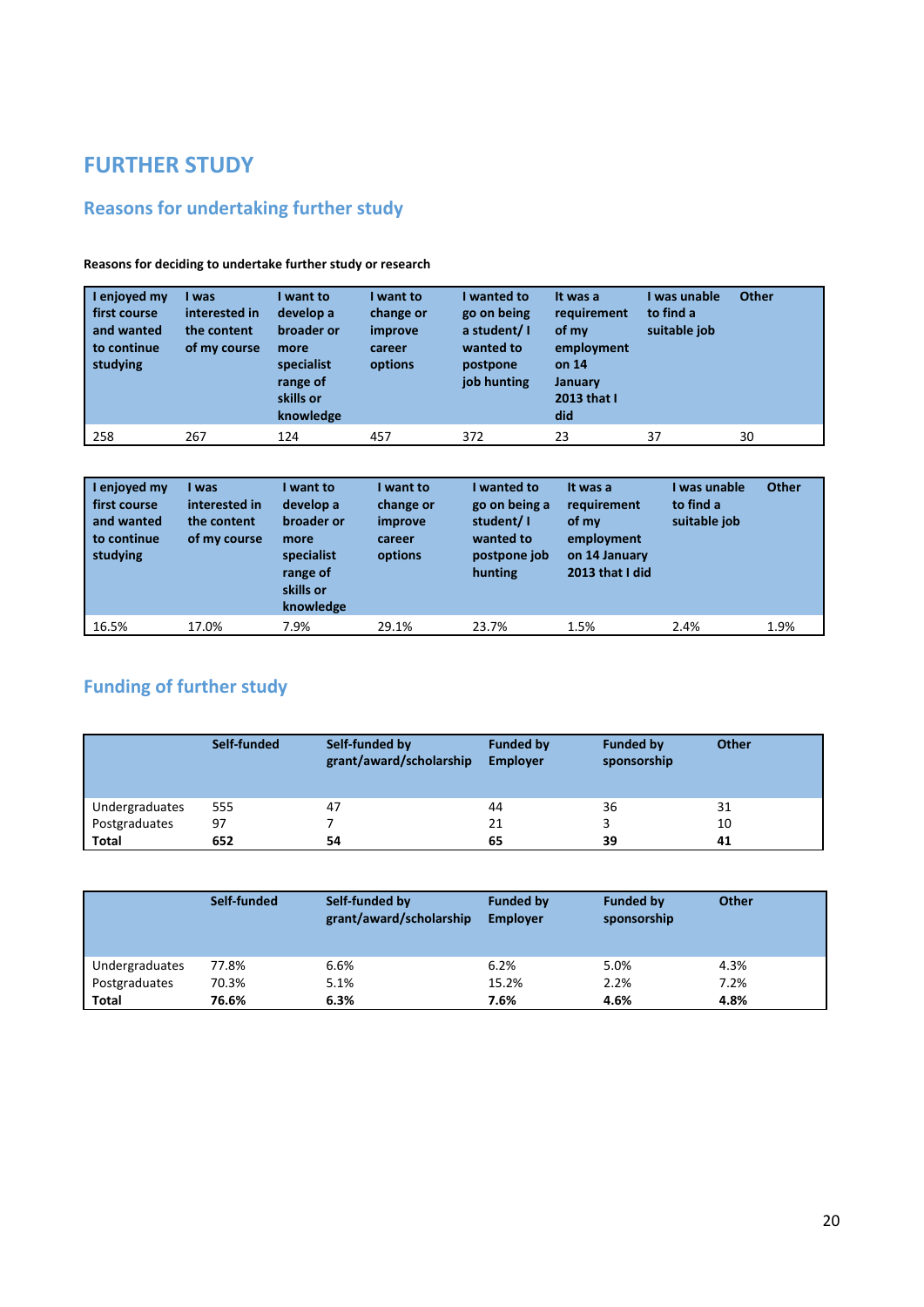# FURTHER STUDY

## Reasons for undertaking further study

**Reasons for deciding to undertake further study or research**

| I enjoyed my first course and wanted to continue studying | I was interested in the content of my course | I want to develop a broader or more specialist range of skills or knowledge | I want to change or improve career options | I wanted to go on being a student/ I wanted to postpone job hunting | It was a requirement of my employment on 14 January 2013 that I did | I was unable to find a suitable job | Other |
|---|---|---|---|---|---|---|---|
| 258 | 267 | 124 | 457 | 372 | 23 | 37 | 30 |

| I enjoyed my first course and wanted to continue studying | I was interested in the content of my course | I want to develop a broader or more specialist range of skills or knowledge | I want to change or improve career options | I wanted to go on being a student/ I wanted to postpone job hunting | It was a requirement of my employment on 14 January 2013 that I did | I was unable to find a suitable job | Other |
|---|---|---|---|---|---|---|---|
| 16.5% | 17.0% | 7.9% | 29.1% | 23.7% | 1.5% | 2.4% | 1.9% |

## Funding of further study

| | Self-funded | Self-funded by grant/award/scholarship | Funded by Employer | Funded by sponsorship | Other |
|---|---|---|---|---|---|
| Undergraduates | 555 | 47 | 44 | 36 | 31 |
| Postgraduates | 97 | 7 | 21 | 3 | 10 |
| **Total** | **652** | **54** | **65** | **39** | **41** |

| | Self-funded | Self-funded by grant/award/scholarship | Funded by Employer | Funded by sponsorship | Other |
|---|---|---|---|---|---|
| Undergraduates | 77.8% | 6.6% | 6.2% | 5.0% | 4.3% |
| Postgraduates | 70.3% | 5.1% | 15.2% | 2.2% | 7.2% |
| **Total** | **76.6%** | **6.3%** | **7.6%** | **4.6%** | **4.8%** |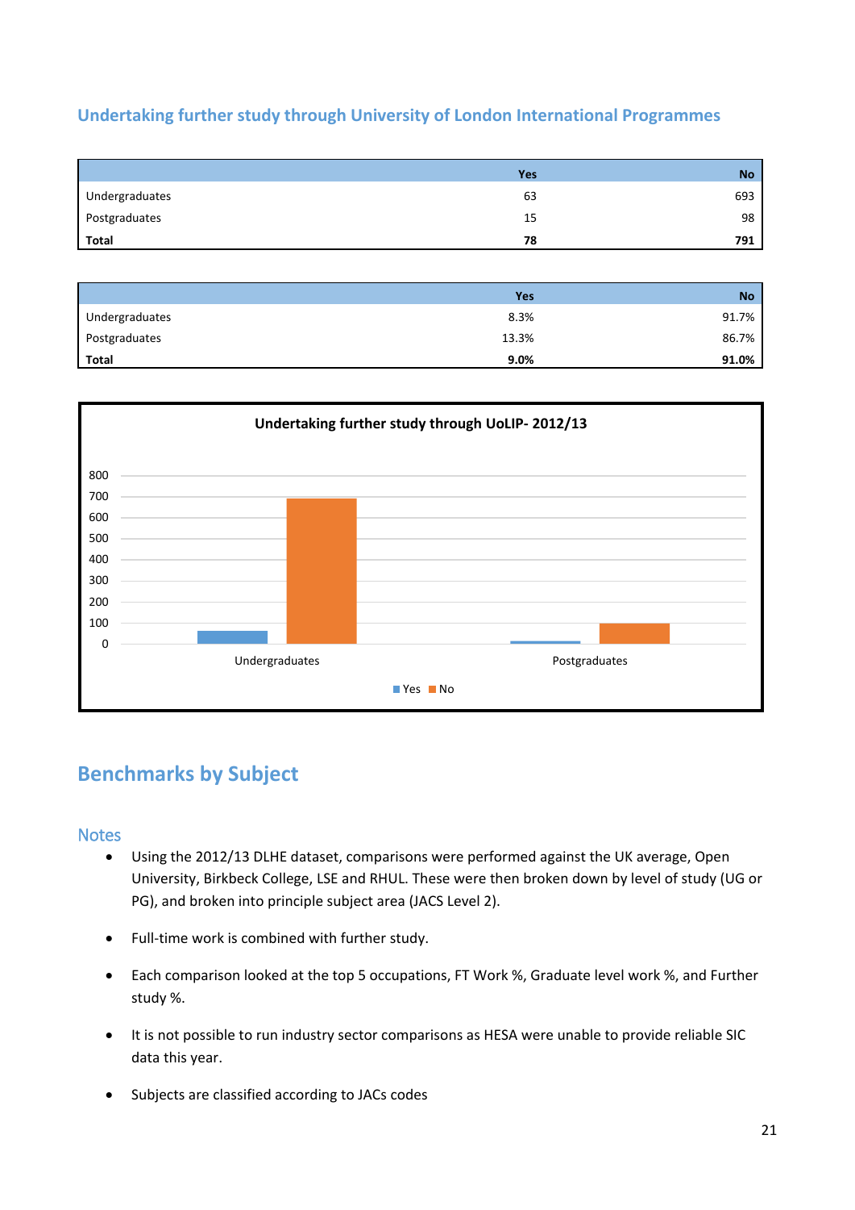## Undertaking further study through University of London International Programmes

| | Yes | No |
|---|---|---|
| Undergraduates | 63 | 693 |
| Postgraduates | 15 | 98 |
| **Total** | **78** | **791** |

| | Yes | No |
|---|---|---|
| Undergraduates | 8.3% | 91.7% |
| Postgraduates | 13.3% | 86.7% |
| **Total** | **9.0%** | **91.0%** |

**Undertaking further study through UoLIP- 2012/13**

| | Yes | No |
|---|---|---|
| Undergraduates | 63 | 693 |
| Postgraduates | 15 | 98 |

# Benchmarks by Subject

## Notes

- Using the 2012/13 DLHE dataset, comparisons were performed against the UK average, Open University, Birkbeck College, LSE and RHUL. These were then broken down by level of study (UG or PG), and broken into principle subject area (JACS Level 2).
- Full-time work is combined with further study.
- Each comparison looked at the top 5 occupations, FT Work %, Graduate level work %, and Further study %.
- It is not possible to run industry sector comparisons as HESA were unable to provide reliable SIC data this year.
- Subjects are classified according to JACs codes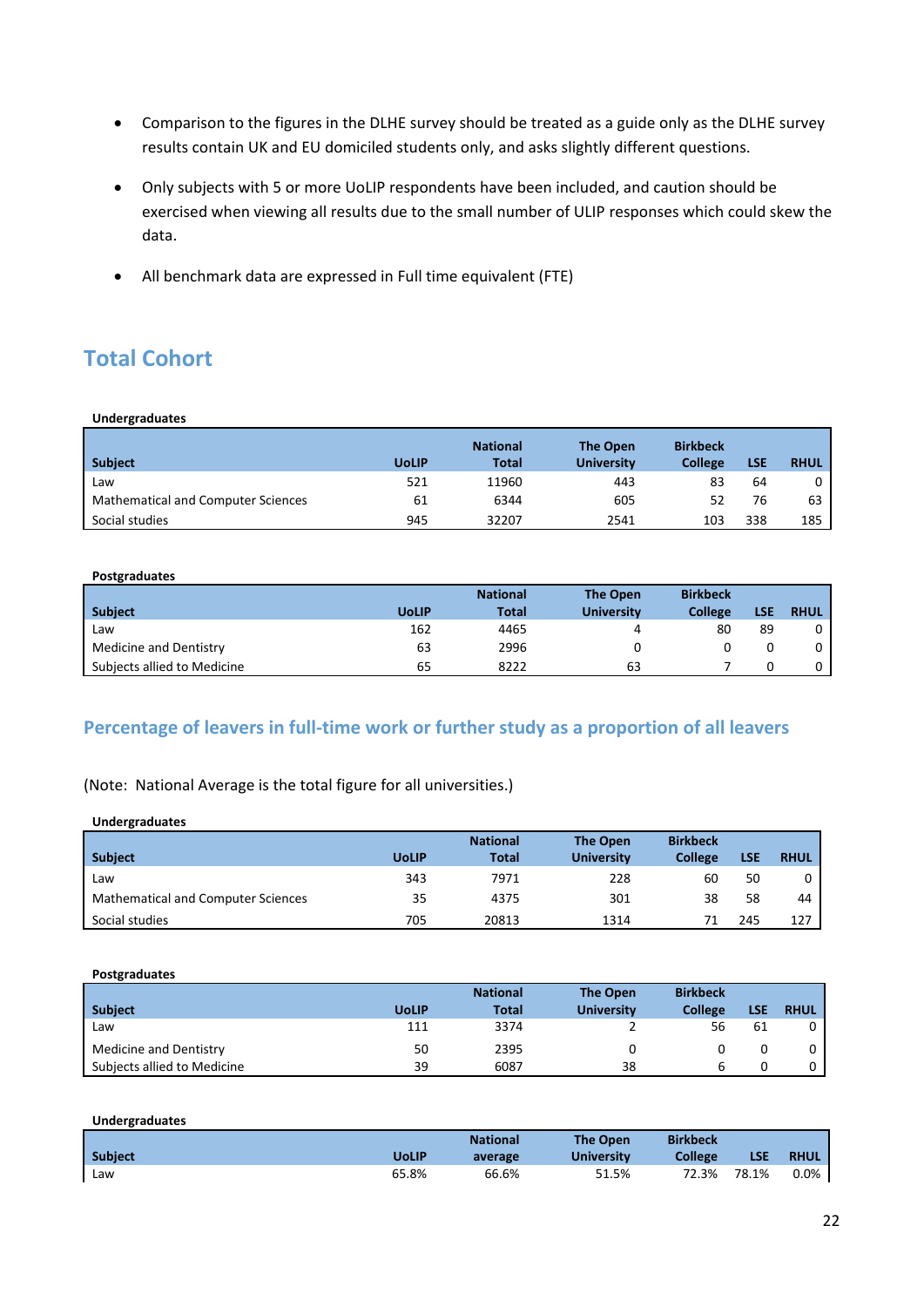- Comparison to the figures in the DLHE survey should be treated as a guide only as the DLHE survey results contain UK and EU domiciled students only, and asks slightly different questions.

- Only subjects with 5 or more UoLIP respondents have been included, and caution should be exercised when viewing all results due to the small number of ULIP responses which could skew the data.

- All benchmark data are expressed in Full time equivalent (FTE)

## Total Cohort

**Undergraduates**

| Subject | UoLIP | National Total | The Open University | Birkbeck College | LSE | RHUL |
|---|---|---|---|---|---|---|
| Law | 521 | 11960 | 443 | 83 | 64 | 0 |
| Mathematical and Computer Sciences | 61 | 6344 | 605 | 52 | 76 | 63 |
| Social studies | 945 | 32207 | 2541 | 103 | 338 | 185 |

**Postgraduates**

| Subject | UoLIP | National Total | The Open University | Birkbeck College | LSE | RHUL |
|---|---|---|---|---|---|---|
| Law | 162 | 4465 | 4 | 80 | 89 | 0 |
| Medicine and Dentistry | 63 | 2996 | 0 | 0 | 0 | 0 |
| Subjects allied to Medicine | 65 | 8222 | 63 | 7 | 0 | 0 |

## Percentage of leavers in full-time work or further study as a proportion of all leavers

(Note: National Average is the total figure for all universities.)

**Undergraduates**

| Subject | UoLIP | National Total | The Open University | Birkbeck College | LSE | RHUL |
|---|---|---|---|---|---|---|
| Law | 343 | 7971 | 228 | 60 | 50 | 0 |
| Mathematical and Computer Sciences | 35 | 4375 | 301 | 38 | 58 | 44 |
| Social studies | 705 | 20813 | 1314 | 71 | 245 | 127 |

**Postgraduates**

| Subject | UoLIP | National Total | The Open University | Birkbeck College | LSE | RHUL |
|---|---|---|---|---|---|---|
| Law | 111 | 3374 | 2 | 56 | 61 | 0 |
| Medicine and Dentistry | 50 | 2395 | 0 | 0 | 0 | 0 |
| Subjects allied to Medicine | 39 | 6087 | 38 | 6 | 0 | 0 |

**Undergraduates**

| Subject | UoLIP | National average | The Open University | Birkbeck College | LSE | RHUL |
|---|---|---|---|---|---|---|
| Law | 65.8% | 66.6% | 51.5% | 72.3% | 78.1% | 0.0% |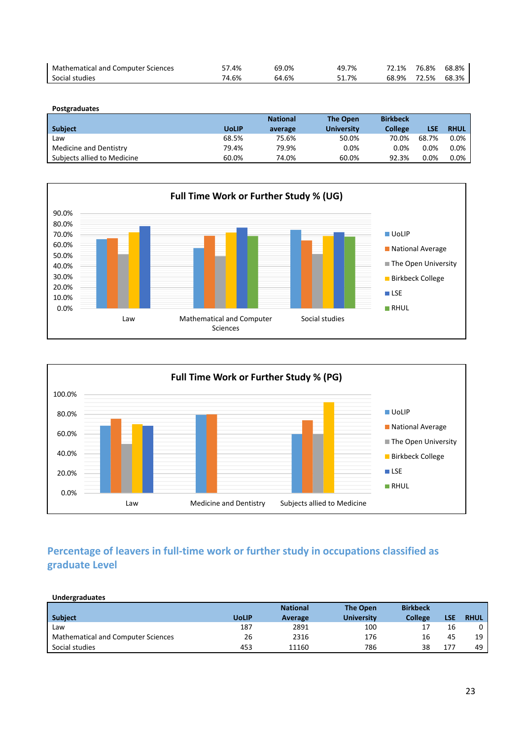| Mathematical and Computer Sciences | 57.4% | 69.0% | 49.7% | 72.1% | 76.8% | 68.8% |
|---|---|---|---|---|---|---|
| Social studies | 74.6% | 64.6% | 51.7% | 68.9% | 72.5% | 68.3% |

**Postgraduates**

| Subject | UoLIP | National average | The Open University | Birkbeck College | LSE | RHUL |
|---|---|---|---|---|---|---|
| Law | 68.5% | 75.6% | 50.0% | 70.0% | 68.7% | 0.0% |
| Medicine and Dentistry | 79.4% | 79.9% | 0.0% | 0.0% | 0.0% | 0.0% |
| Subjects allied to Medicine | 60.0% | 74.0% | 60.0% | 92.3% | 0.0% | 0.0% |

**Full Time Work or Further Study % (UG)**

**Full Time Work or Further Study % (PG)**

## Percentage of leavers in full-time work or further study in occupations classified as graduate Level

**Undergraduates**

| Subject | UoLIP | National Average | The Open University | Birkbeck College | LSE | RHUL |
|---|---|---|---|---|---|---|
| Law | 187 | 2891 | 100 | 17 | 16 | 0 |
| Mathematical and Computer Sciences | 26 | 2316 | 176 | 16 | 45 | 19 |
| Social studies | 453 | 11160 | 786 | 38 | 177 | 49 |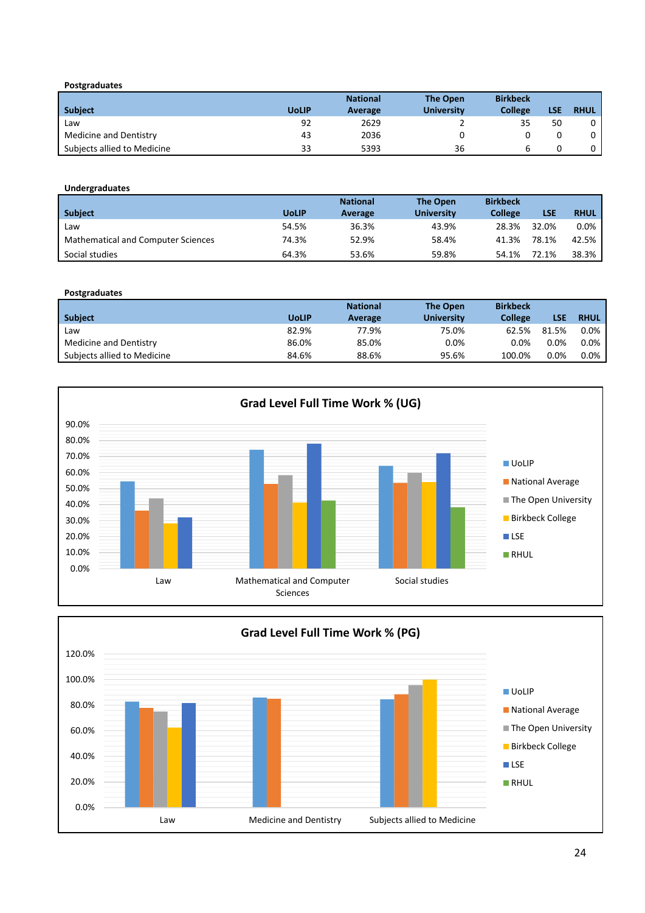**Postgraduates**

| Subject | UoLIP | National Average | The Open University | Birkbeck College | LSE | RHUL |
|---|---|---|---|---|---|---|
| Law | 92 | 2629 | 2 | 35 | 50 | 0 |
| Medicine and Dentistry | 43 | 2036 | 0 | 0 | 0 | 0 |
| Subjects allied to Medicine | 33 | 5393 | 36 | 6 | 0 | 0 |

**Undergraduates**

| Subject | UoLIP | National Average | The Open University | Birkbeck College | LSE | RHUL |
|---|---|---|---|---|---|---|
| Law | 54.5% | 36.3% | 43.9% | 28.3% | 32.0% | 0.0% |
| Mathematical and Computer Sciences | 74.3% | 52.9% | 58.4% | 41.3% | 78.1% | 42.5% |
| Social studies | 64.3% | 53.6% | 59.8% | 54.1% | 72.1% | 38.3% |

**Postgraduates**

| Subject | UoLIP | National Average | The Open University | Birkbeck College | LSE | RHUL |
|---|---|---|---|---|---|---|
| Law | 82.9% | 77.9% | 75.0% | 62.5% | 81.5% | 0.0% |
| Medicine and Dentistry | 86.0% | 85.0% | 0.0% | 0.0% | 0.0% | 0.0% |
| Subjects allied to Medicine | 84.6% | 88.6% | 95.6% | 100.0% | 0.0% | 0.0% |

**Grad Level Full Time Work % (UG)**

**Grad Level Full Time Work % (PG)**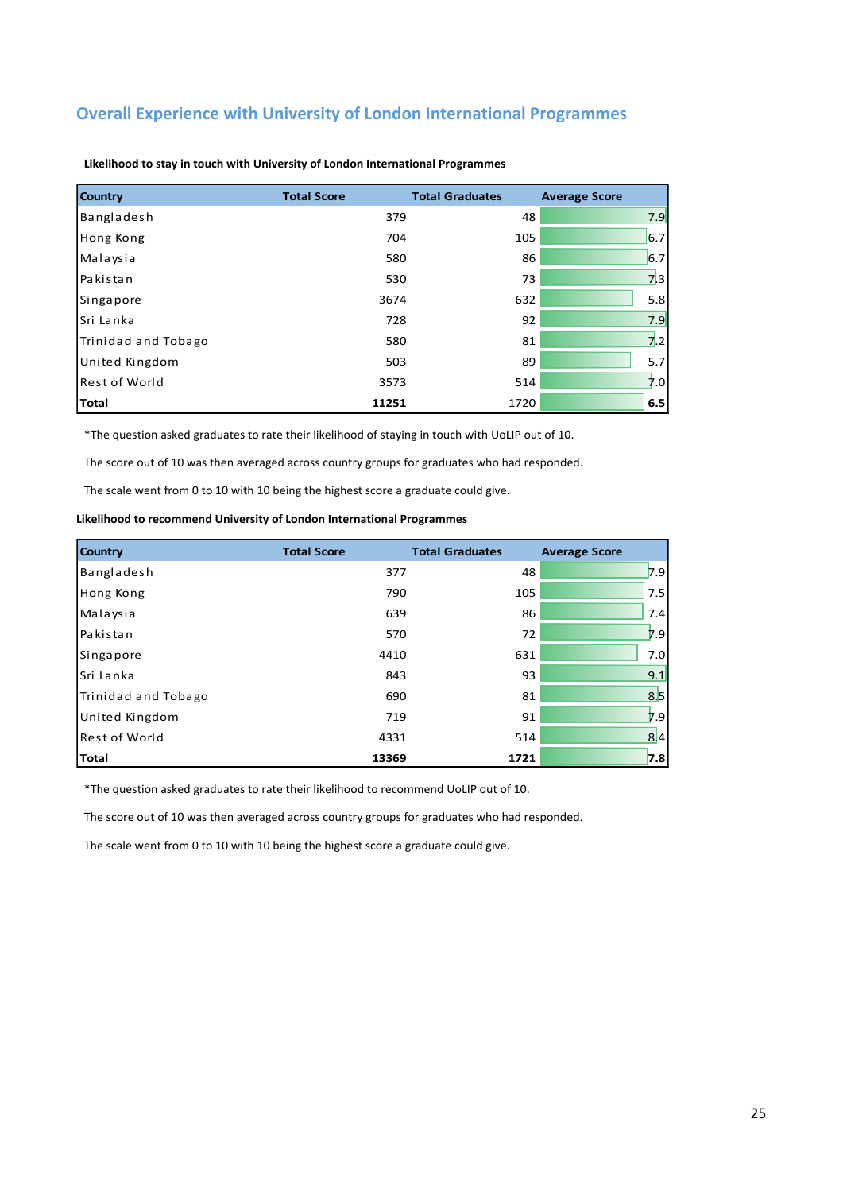## Overall Experience with University of London International Programmes

**Likelihood to stay in touch with University of London International Programmes**

| Country | Total Score | Total Graduates | Average Score |
|---|---|---|---|
| Bangladesh | 379 | 48 | 7.9 |
| Hong Kong | 704 | 105 | 6.7 |
| Malaysia | 580 | 86 | 6.7 |
| Pakistan | 530 | 73 | 7.3 |
| Singapore | 3674 | 632 | 5.8 |
| Sri Lanka | 728 | 92 | 7.9 |
| Trinidad and Tobago | 580 | 81 | 7.2 |
| United Kingdom | 503 | 89 | 5.7 |
| Rest of World | 3573 | 514 | 7.0 |
| **Total** | **11251** | 1720 | **6.5** |

*The question asked graduates to rate their likelihood of staying in touch with UoLIP out of 10.

The score out of 10 was then averaged across country groups for graduates who had responded.

The scale went from 0 to 10 with 10 being the highest score a graduate could give.

**Likelihood to recommend University of London International Programmes**

| Country | Total Score | Total Graduates | Average Score |
|---|---|---|---|
| Bangladesh | 377 | 48 | 7.9 |
| Hong Kong | 790 | 105 | 7.5 |
| Malaysia | 639 | 86 | 7.4 |
| Pakistan | 570 | 72 | 7.9 |
| Singapore | 4410 | 631 | 7.0 |
| Sri Lanka | 843 | 93 | 9.1 |
| Trinidad and Tobago | 690 | 81 | 8.5 |
| United Kingdom | 719 | 91 | 7.9 |
| Rest of World | 4331 | 514 | 8.4 |
| **Total** | **13369** | **1721** | **7.8** |

*The question asked graduates to rate their likelihood to recommend UoLIP out of 10.

The score out of 10 was then averaged across country groups for graduates who had responded.

The scale went from 0 to 10 with 10 being the highest score a graduate could give.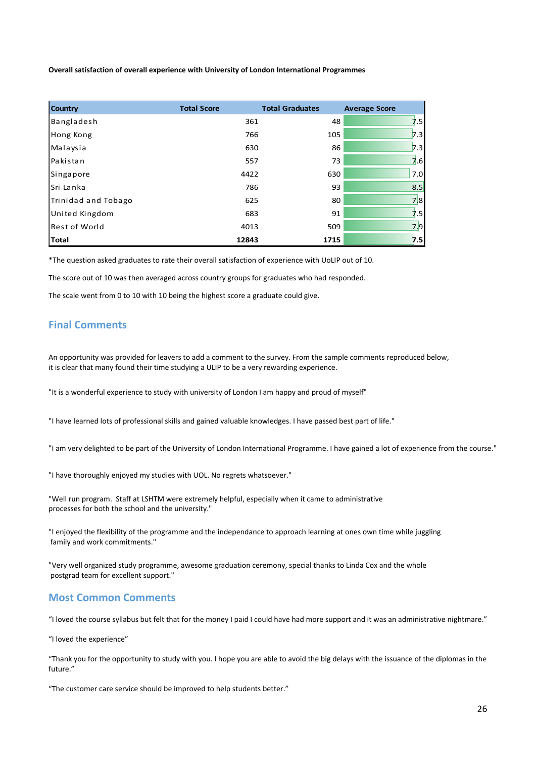**Overall satisfaction of overall experience with University of London International Programmes**

| Country | Total Score | Total Graduates | Average Score |
|---|---|---|---|
| Bangladesh | 361 | 48 | 7.5 |
| Hong Kong | 766 | 105 | 7.3 |
| Malaysia | 630 | 86 | 7.3 |
| Pakistan | 557 | 73 | 7.6 |
| Singapore | 4422 | 630 | 7.0 |
| Sri Lanka | 786 | 93 | 8.5 |
| Trinidad and Tobago | 625 | 80 | 7.8 |
| United Kingdom | 683 | 91 | 7.5 |
| Rest of World | 4013 | 509 | 7.9 |
| **Total** | **12843** | **1715** | **7.5** |

*The question asked graduates to rate their overall satisfaction of experience with UoLIP out of 10.

The score out of 10 was then averaged across country groups for graduates who had responded.

The scale went from 0 to 10 with 10 being the highest score a graduate could give.

## Final Comments

An opportunity was provided for leavers to add a comment to the survey. From the sample comments reproduced below, it is clear that many found their time studying a ULIP to be a very rewarding experience.

"It is a wonderful experience to study with university of London I am happy and proud of myself"

"I have learned lots of professional skills and gained valuable knowledges. I have passed best part of life."

"I am very delighted to be part of the University of London International Programme. I have gained a lot of experience from the course."

"I have thoroughly enjoyed my studies with UOL. No regrets whatsoever."

"Well run program. Staff at LSHTM were extremely helpful, especially when it came to administrative processes for both the school and the university."

"I enjoyed the flexibility of the programme and the independance to approach learning at ones own time while juggling family and work commitments."

"Very well organized study programme, awesome graduation ceremony, special thanks to Linda Cox and the whole postgrad team for excellent support."

## Most Common Comments

"I loved the course syllabus but felt that for the money I paid I could have had more support and it was an administrative nightmare."

"I loved the experience"

"Thank you for the opportunity to study with you. I hope you are able to avoid the big delays with the issuance of the diplomas in the future."

"The customer care service should be improved to help students better."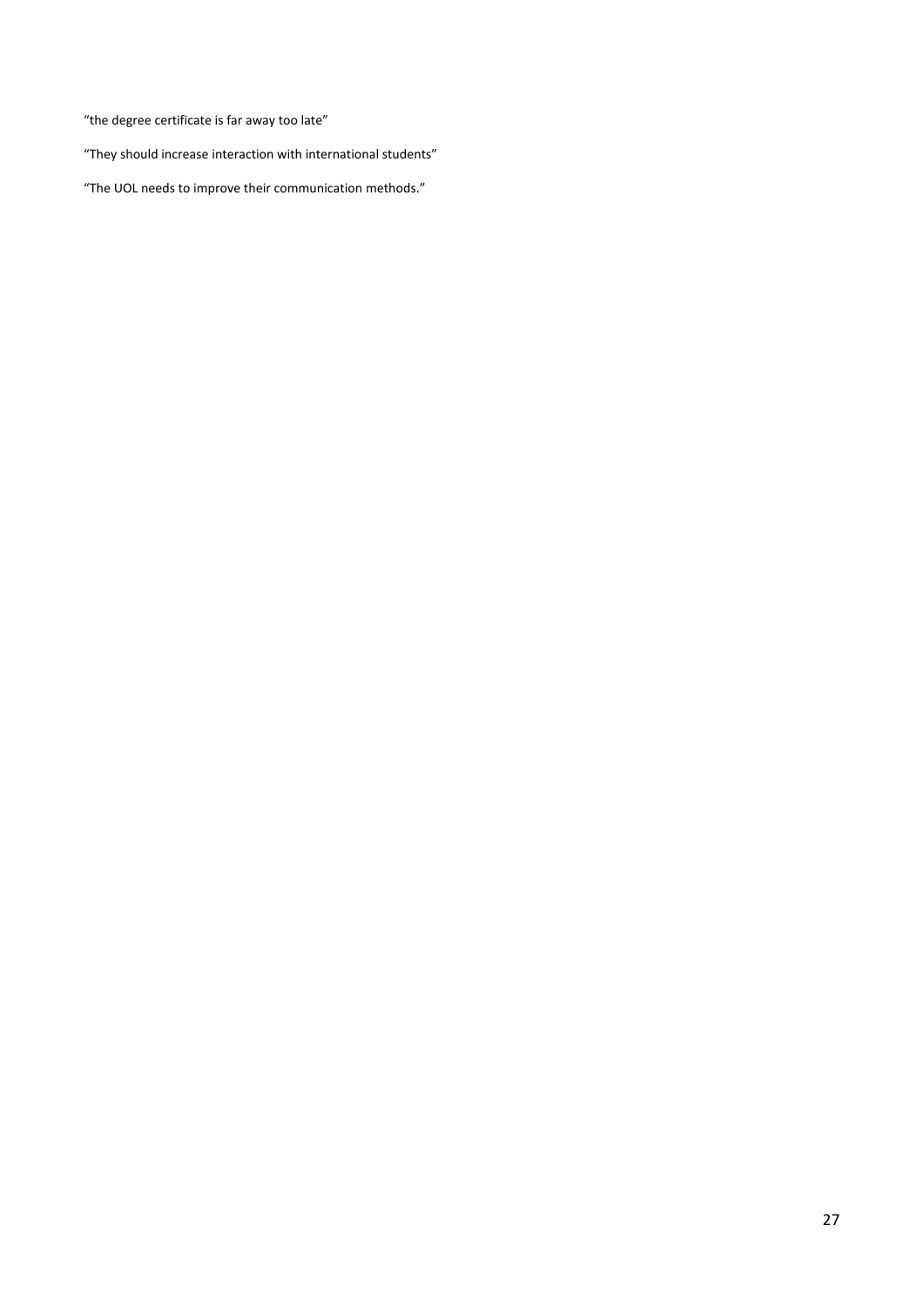“the degree certificate is far away too late”

“They should increase interaction with international students”

“The UOL needs to improve their communication methods.”